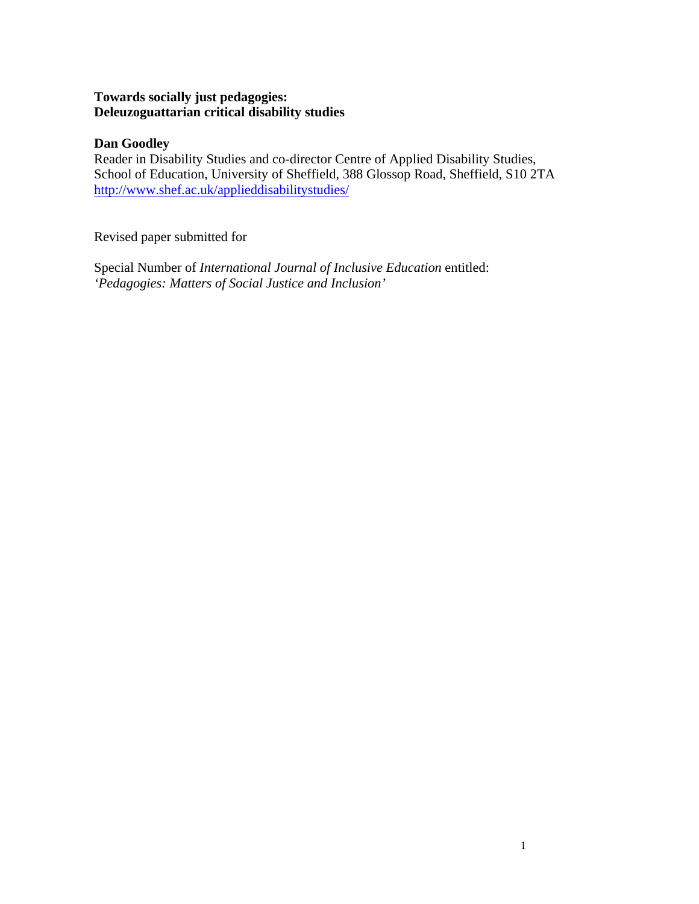# Towards socially just pedagogies: Deleuzoguattarian critical disability studies

**Dan Goodley**

Reader in Disability Studies and co-director Centre of Applied Disability Studies, School of Education, University of Sheffield, 388 Glossop Road, Sheffield, S10 2TA
http://www.shef.ac.uk/applieddisabilitystudies/

Revised paper submitted for

Special Number of *International Journal of Inclusive Education* entitled: *'Pedagogies: Matters of Social Justice and Inclusion'*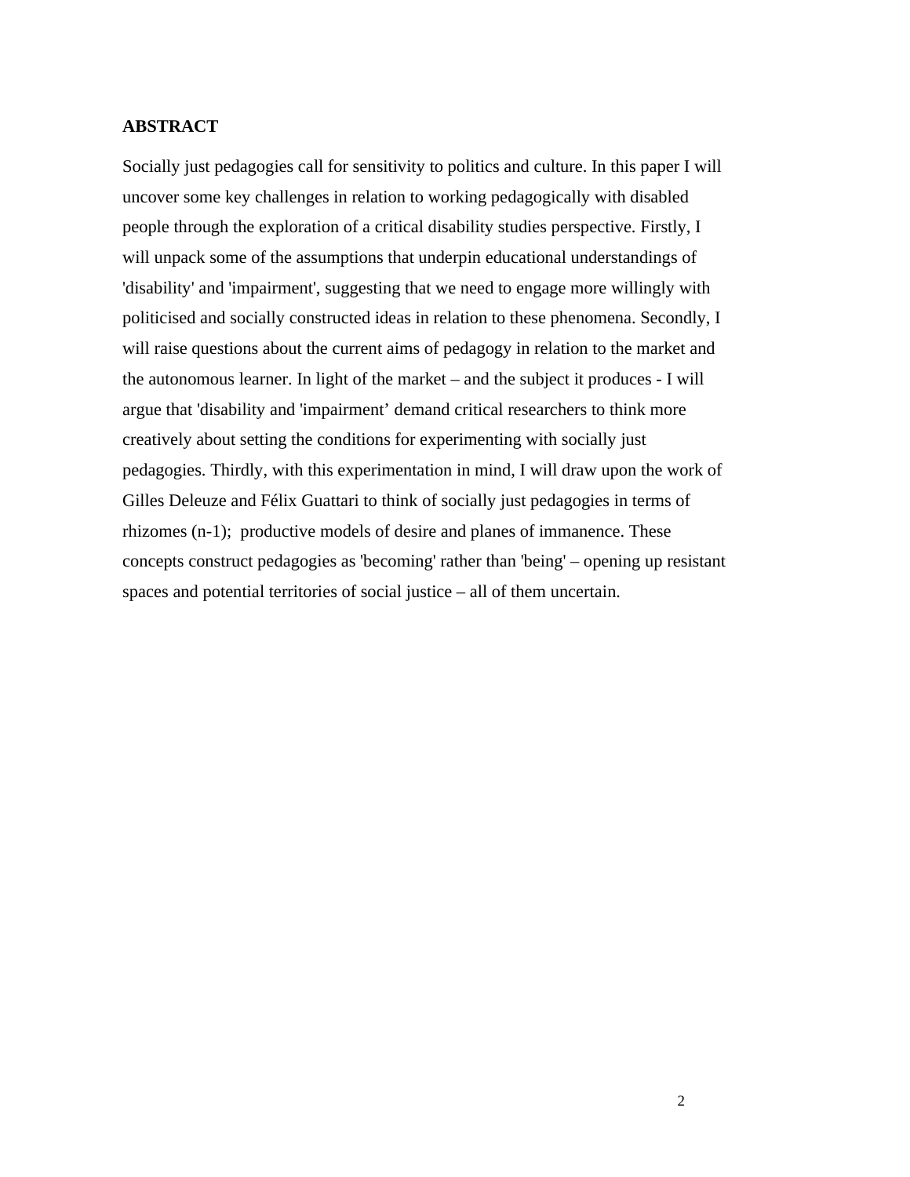**ABSTRACT**

Socially just pedagogies call for sensitivity to politics and culture. In this paper I will uncover some key challenges in relation to working pedagogically with disabled people through the exploration of a critical disability studies perspective. Firstly, I will unpack some of the assumptions that underpin educational understandings of 'disability' and 'impairment', suggesting that we need to engage more willingly with politicised and socially constructed ideas in relation to these phenomena. Secondly, I will raise questions about the current aims of pedagogy in relation to the market and the autonomous learner. In light of the market – and the subject it produces - I will argue that 'disability and 'impairment' demand critical researchers to think more creatively about setting the conditions for experimenting with socially just pedagogies. Thirdly, with this experimentation in mind, I will draw upon the work of Gilles Deleuze and Félix Guattari to think of socially just pedagogies in terms of rhizomes (n-1); productive models of desire and planes of immanence. These concepts construct pedagogies as 'becoming' rather than 'being' – opening up resistant spaces and potential territories of social justice – all of them uncertain.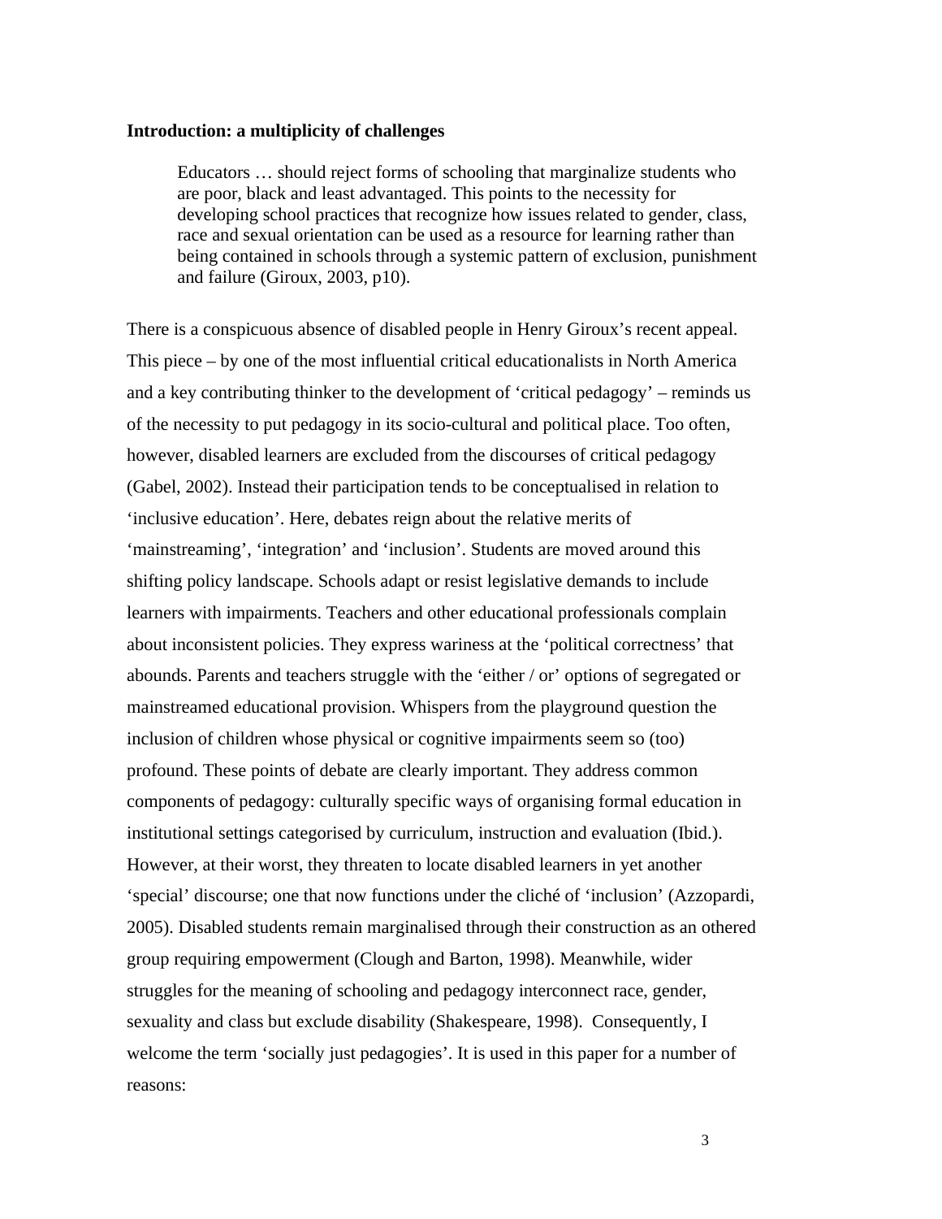**Introduction: a multiplicity of challenges**

> Educators … should reject forms of schooling that marginalize students who are poor, black and least advantaged. This points to the necessity for developing school practices that recognize how issues related to gender, class, race and sexual orientation can be used as a resource for learning rather than being contained in schools through a systemic pattern of exclusion, punishment and failure (Giroux, 2003, p10).

There is a conspicuous absence of disabled people in Henry Giroux's recent appeal. This piece – by one of the most influential critical educationalists in North America and a key contributing thinker to the development of 'critical pedagogy' – reminds us of the necessity to put pedagogy in its socio-cultural and political place. Too often, however, disabled learners are excluded from the discourses of critical pedagogy (Gabel, 2002). Instead their participation tends to be conceptualised in relation to 'inclusive education'. Here, debates reign about the relative merits of 'mainstreaming', 'integration' and 'inclusion'. Students are moved around this shifting policy landscape. Schools adapt or resist legislative demands to include learners with impairments. Teachers and other educational professionals complain about inconsistent policies. They express wariness at the 'political correctness' that abounds. Parents and teachers struggle with the 'either / or' options of segregated or mainstreamed educational provision. Whispers from the playground question the inclusion of children whose physical or cognitive impairments seem so (too) profound. These points of debate are clearly important. They address common components of pedagogy: culturally specific ways of organising formal education in institutional settings categorised by curriculum, instruction and evaluation (Ibid.). However, at their worst, they threaten to locate disabled learners in yet another 'special' discourse; one that now functions under the cliché of 'inclusion' (Azzopardi, 2005). Disabled students remain marginalised through their construction as an othered group requiring empowerment (Clough and Barton, 1998). Meanwhile, wider struggles for the meaning of schooling and pedagogy interconnect race, gender, sexuality and class but exclude disability (Shakespeare, 1998). Consequently, I welcome the term 'socially just pedagogies'. It is used in this paper for a number of reasons: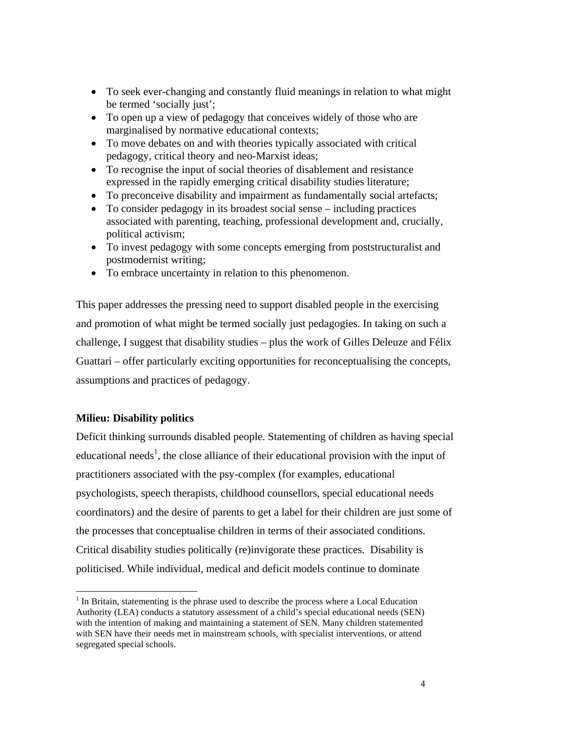- To seek ever-changing and constantly fluid meanings in relation to what might be termed 'socially just';
- To open up a view of pedagogy that conceives widely of those who are marginalised by normative educational contexts;
- To move debates on and with theories typically associated with critical pedagogy, critical theory and neo-Marxist ideas;
- To recognise the input of social theories of disablement and resistance expressed in the rapidly emerging critical disability studies literature;
- To preconceive disability and impairment as fundamentally social artefacts;
- To consider pedagogy in its broadest social sense – including practices associated with parenting, teaching, professional development and, crucially, political activism;
- To invest pedagogy with some concepts emerging from poststructuralist and postmodernist writing;
- To embrace uncertainty in relation to this phenomenon.

This paper addresses the pressing need to support disabled people in the exercising and promotion of what might be termed socially just pedagogies. In taking on such a challenge, I suggest that disability studies – plus the work of Gilles Deleuze and Félix Guattari – offer particularly exciting opportunities for reconceptualising the concepts, assumptions and practices of pedagogy.

**Milieu: Disability politics**

Deficit thinking surrounds disabled people. Statementing of children as having special educational needs[1], the close alliance of their educational provision with the input of practitioners associated with the psy-complex (for examples, educational psychologists, speech therapists, childhood counsellors, special educational needs coordinators) and the desire of parents to get a label for their children are just some of the processes that conceptualise children in terms of their associated conditions. Critical disability studies politically (re)invigorate these practices. Disability is politicised. While individual, medical and deficit models continue to dominate

[1] In Britain, statementing is the phrase used to describe the process where a Local Education Authority (LEA) conducts a statutory assessment of a child's special educational needs (SEN) with the intention of making and maintaining a statement of SEN. Many children statemented with SEN have their needs met in mainstream schools, with specialist interventions, or attend segregated special schools.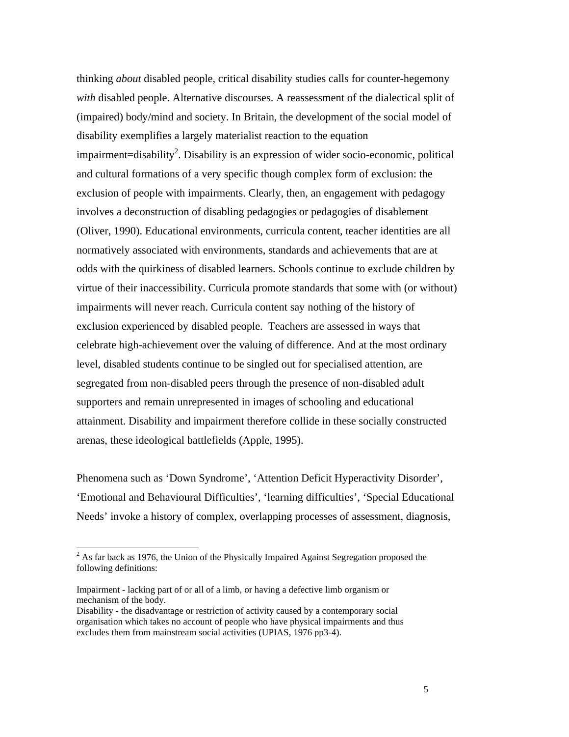thinking *about* disabled people, critical disability studies calls for counter-hegemony *with* disabled people. Alternative discourses. A reassessment of the dialectical split of (impaired) body/mind and society. In Britain, the development of the social model of disability exemplifies a largely materialist reaction to the equation impairment=disability[2]. Disability is an expression of wider socio-economic, political and cultural formations of a very specific though complex form of exclusion: the exclusion of people with impairments. Clearly, then, an engagement with pedagogy involves a deconstruction of disabling pedagogies or pedagogies of disablement (Oliver, 1990). Educational environments, curricula content, teacher identities are all normatively associated with environments, standards and achievements that are at odds with the quirkiness of disabled learners. Schools continue to exclude children by virtue of their inaccessibility. Curricula promote standards that some with (or without) impairments will never reach. Curricula content say nothing of the history of exclusion experienced by disabled people. Teachers are assessed in ways that celebrate high-achievement over the valuing of difference. And at the most ordinary level, disabled students continue to be singled out for specialised attention, are segregated from non-disabled peers through the presence of non-disabled adult supporters and remain unrepresented in images of schooling and educational attainment. Disability and impairment therefore collide in these socially constructed arenas, these ideological battlefields (Apple, 1995).

Phenomena such as 'Down Syndrome', 'Attention Deficit Hyperactivity Disorder', 'Emotional and Behavioural Difficulties', 'learning difficulties', 'Special Educational Needs' invoke a history of complex, overlapping processes of assessment, diagnosis,

---

[2] As far back as 1976, the Union of the Physically Impaired Against Segregation proposed the following definitions:

Impairment - lacking part of or all of a limb, or having a defective limb organism or mechanism of the body.
Disability - the disadvantage or restriction of activity caused by a contemporary social organisation which takes no account of people who have physical impairments and thus excludes them from mainstream social activities (UPIAS, 1976 pp3-4).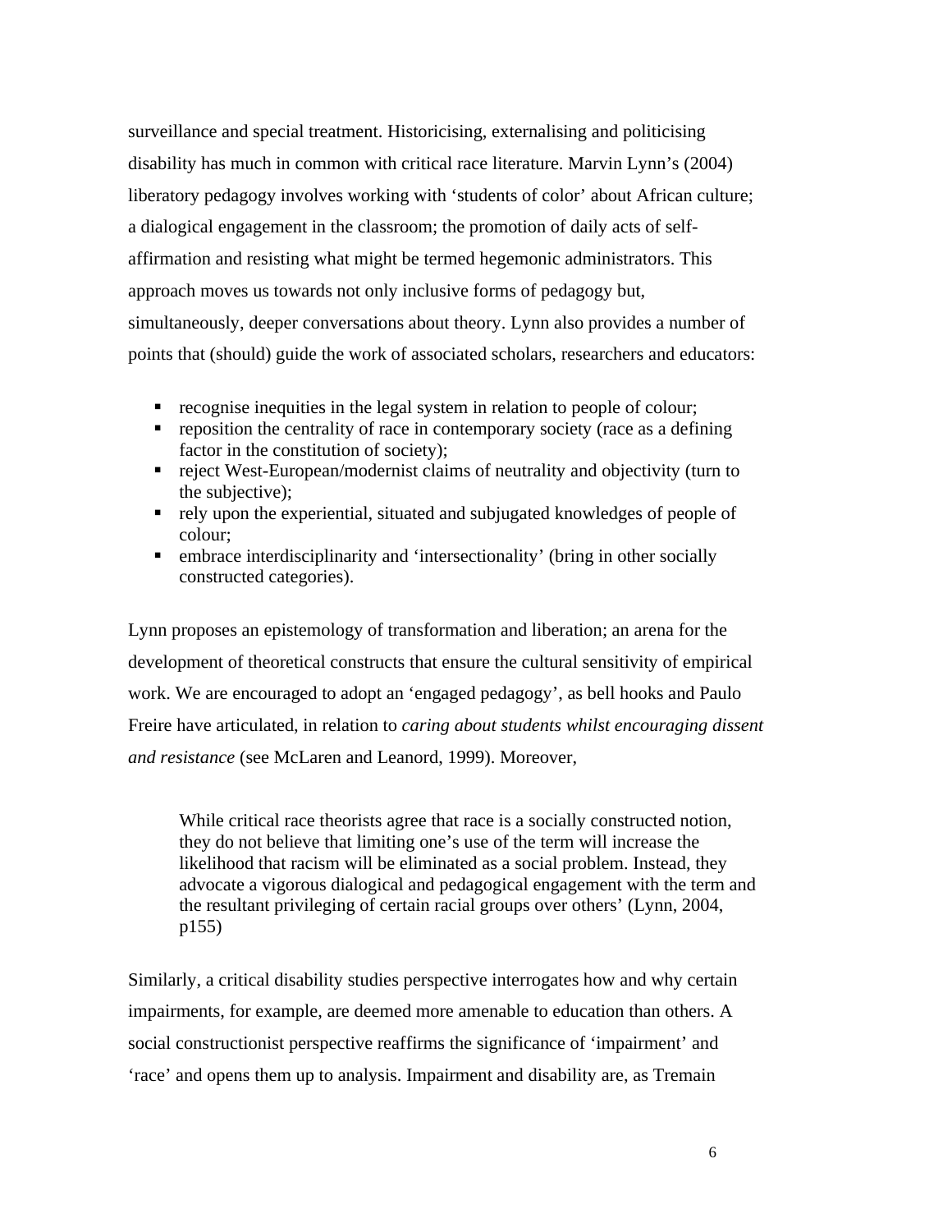surveillance and special treatment. Historicising, externalising and politicising disability has much in common with critical race literature. Marvin Lynn's (2004) liberatory pedagogy involves working with 'students of color' about African culture; a dialogical engagement in the classroom; the promotion of daily acts of self-affirmation and resisting what might be termed hegemonic administrators. This approach moves us towards not only inclusive forms of pedagogy but, simultaneously, deeper conversations about theory. Lynn also provides a number of points that (should) guide the work of associated scholars, researchers and educators:

- recognise inequities in the legal system in relation to people of colour;
- reposition the centrality of race in contemporary society (race as a defining factor in the constitution of society);
- reject West-European/modernist claims of neutrality and objectivity (turn to the subjective);
- rely upon the experiential, situated and subjugated knowledges of people of colour;
- embrace interdisciplinarity and 'intersectionality' (bring in other socially constructed categories).

Lynn proposes an epistemology of transformation and liberation; an arena for the development of theoretical constructs that ensure the cultural sensitivity of empirical work. We are encouraged to adopt an 'engaged pedagogy', as bell hooks and Paulo Freire have articulated, in relation to *caring about students whilst encouraging dissent and resistance* (see McLaren and Leanord, 1999). Moreover,

> While critical race theorists agree that race is a socially constructed notion, they do not believe that limiting one's use of the term will increase the likelihood that racism will be eliminated as a social problem. Instead, they advocate a vigorous dialogical and pedagogical engagement with the term and the resultant privileging of certain racial groups over others' (Lynn, 2004, p155)

Similarly, a critical disability studies perspective interrogates how and why certain impairments, for example, are deemed more amenable to education than others. A social constructionist perspective reaffirms the significance of 'impairment' and 'race' and opens them up to analysis. Impairment and disability are, as Tremain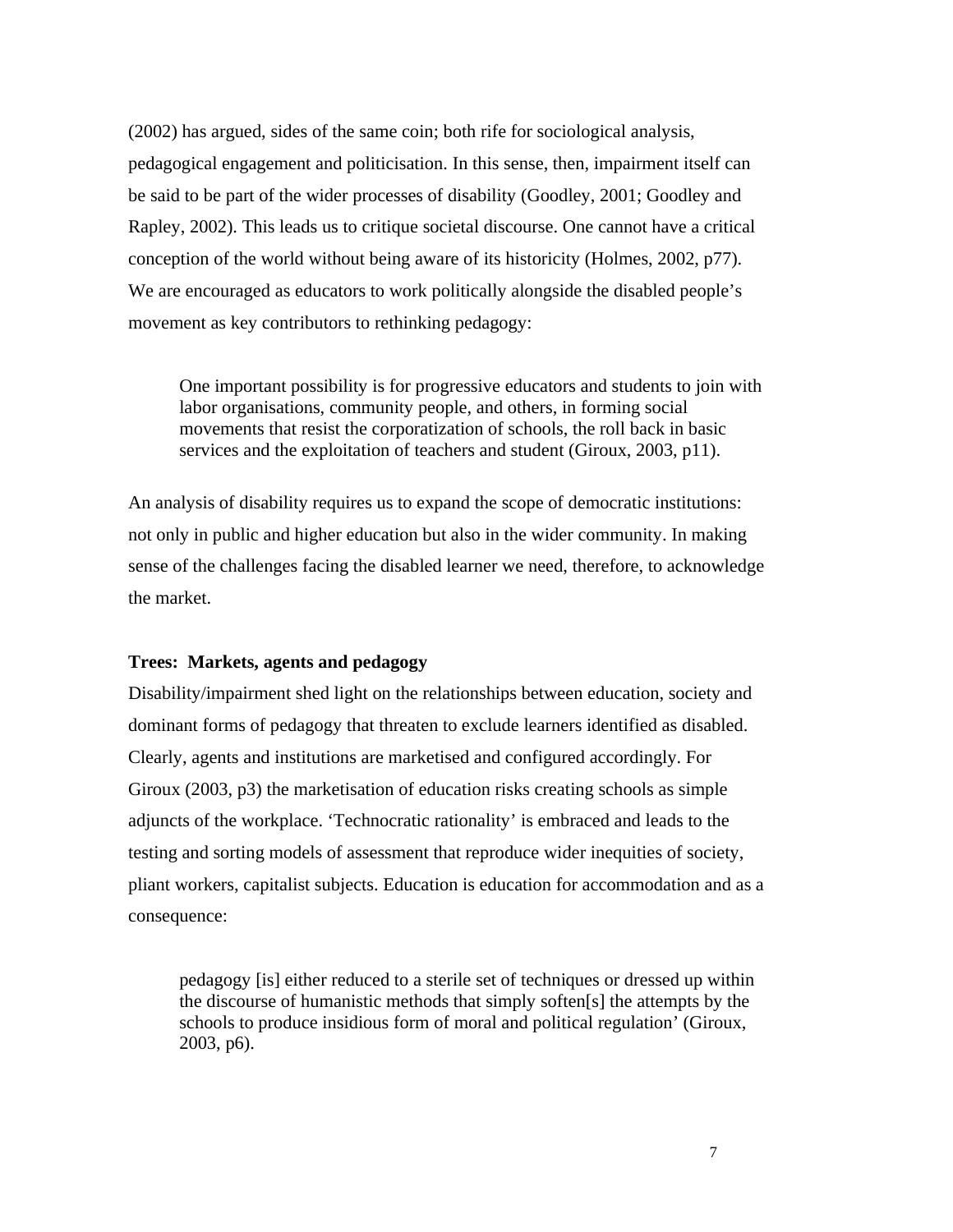(2002) has argued, sides of the same coin; both rife for sociological analysis, pedagogical engagement and politicisation. In this sense, then, impairment itself can be said to be part of the wider processes of disability (Goodley, 2001; Goodley and Rapley, 2002). This leads us to critique societal discourse. One cannot have a critical conception of the world without being aware of its historicity (Holmes, 2002, p77). We are encouraged as educators to work politically alongside the disabled people's movement as key contributors to rethinking pedagogy:

> One important possibility is for progressive educators and students to join with labor organisations, community people, and others, in forming social movements that resist the corporatization of schools, the roll back in basic services and the exploitation of teachers and student (Giroux, 2003, p11).

An analysis of disability requires us to expand the scope of democratic institutions: not only in public and higher education but also in the wider community. In making sense of the challenges facing the disabled learner we need, therefore, to acknowledge the market.

**Trees: Markets, agents and pedagogy**

Disability/impairment shed light on the relationships between education, society and dominant forms of pedagogy that threaten to exclude learners identified as disabled. Clearly, agents and institutions are marketised and configured accordingly. For Giroux (2003, p3) the marketisation of education risks creating schools as simple adjuncts of the workplace. 'Technocratic rationality' is embraced and leads to the testing and sorting models of assessment that reproduce wider inequities of society, pliant workers, capitalist subjects. Education is education for accommodation and as a consequence:

> pedagogy [is] either reduced to a sterile set of techniques or dressed up within the discourse of humanistic methods that simply soften[s] the attempts by the schools to produce insidious form of moral and political regulation' (Giroux, 2003, p6).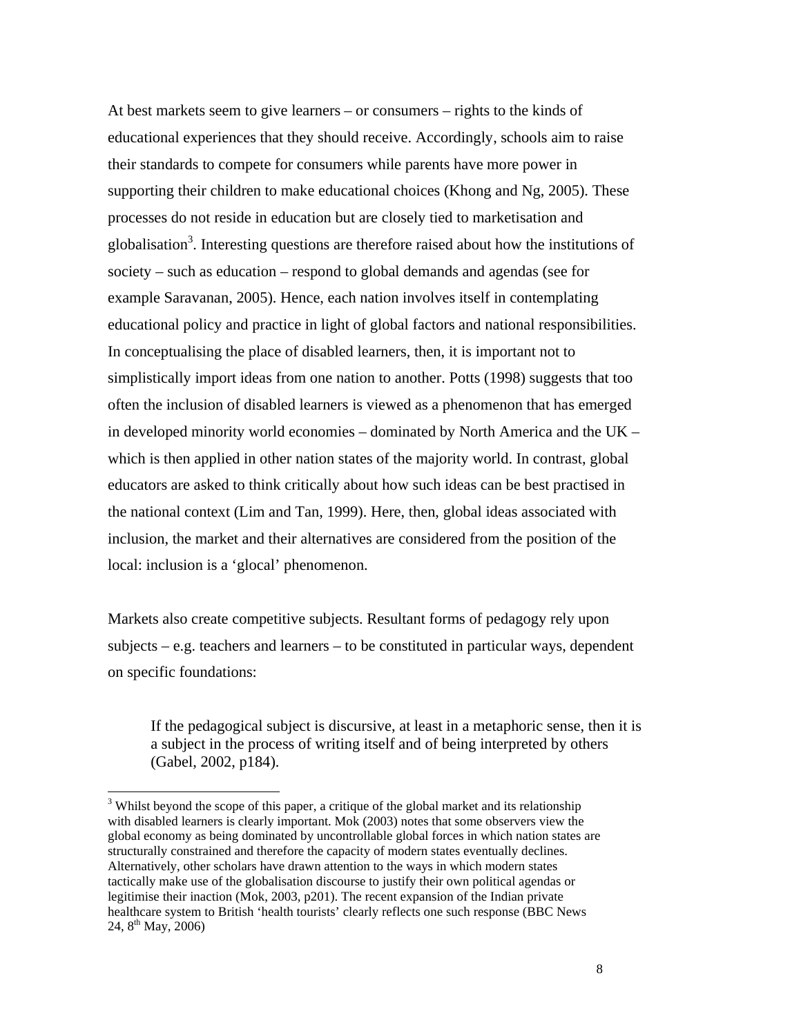At best markets seem to give learners – or consumers – rights to the kinds of educational experiences that they should receive. Accordingly, schools aim to raise their standards to compete for consumers while parents have more power in supporting their children to make educational choices (Khong and Ng, 2005). These processes do not reside in education but are closely tied to marketisation and globalisation[3]. Interesting questions are therefore raised about how the institutions of society – such as education – respond to global demands and agendas (see for example Saravanan, 2005). Hence, each nation involves itself in contemplating educational policy and practice in light of global factors and national responsibilities. In conceptualising the place of disabled learners, then, it is important not to simplistically import ideas from one nation to another. Potts (1998) suggests that too often the inclusion of disabled learners is viewed as a phenomenon that has emerged in developed minority world economies – dominated by North America and the UK – which is then applied in other nation states of the majority world. In contrast, global educators are asked to think critically about how such ideas can be best practised in the national context (Lim and Tan, 1999). Here, then, global ideas associated with inclusion, the market and their alternatives are considered from the position of the local: inclusion is a 'glocal' phenomenon.

Markets also create competitive subjects. Resultant forms of pedagogy rely upon subjects – e.g. teachers and learners – to be constituted in particular ways, dependent on specific foundations:

> If the pedagogical subject is discursive, at least in a metaphoric sense, then it is a subject in the process of writing itself and of being interpreted by others (Gabel, 2002, p184).

---

[3] Whilst beyond the scope of this paper, a critique of the global market and its relationship with disabled learners is clearly important. Mok (2003) notes that some observers view the global economy as being dominated by uncontrollable global forces in which nation states are structurally constrained and therefore the capacity of modern states eventually declines. Alternatively, other scholars have drawn attention to the ways in which modern states tactically make use of the globalisation discourse to justify their own political agendas or legitimise their inaction (Mok, 2003, p201). The recent expansion of the Indian private healthcare system to British 'health tourists' clearly reflects one such response (BBC News 24, 8th May, 2006)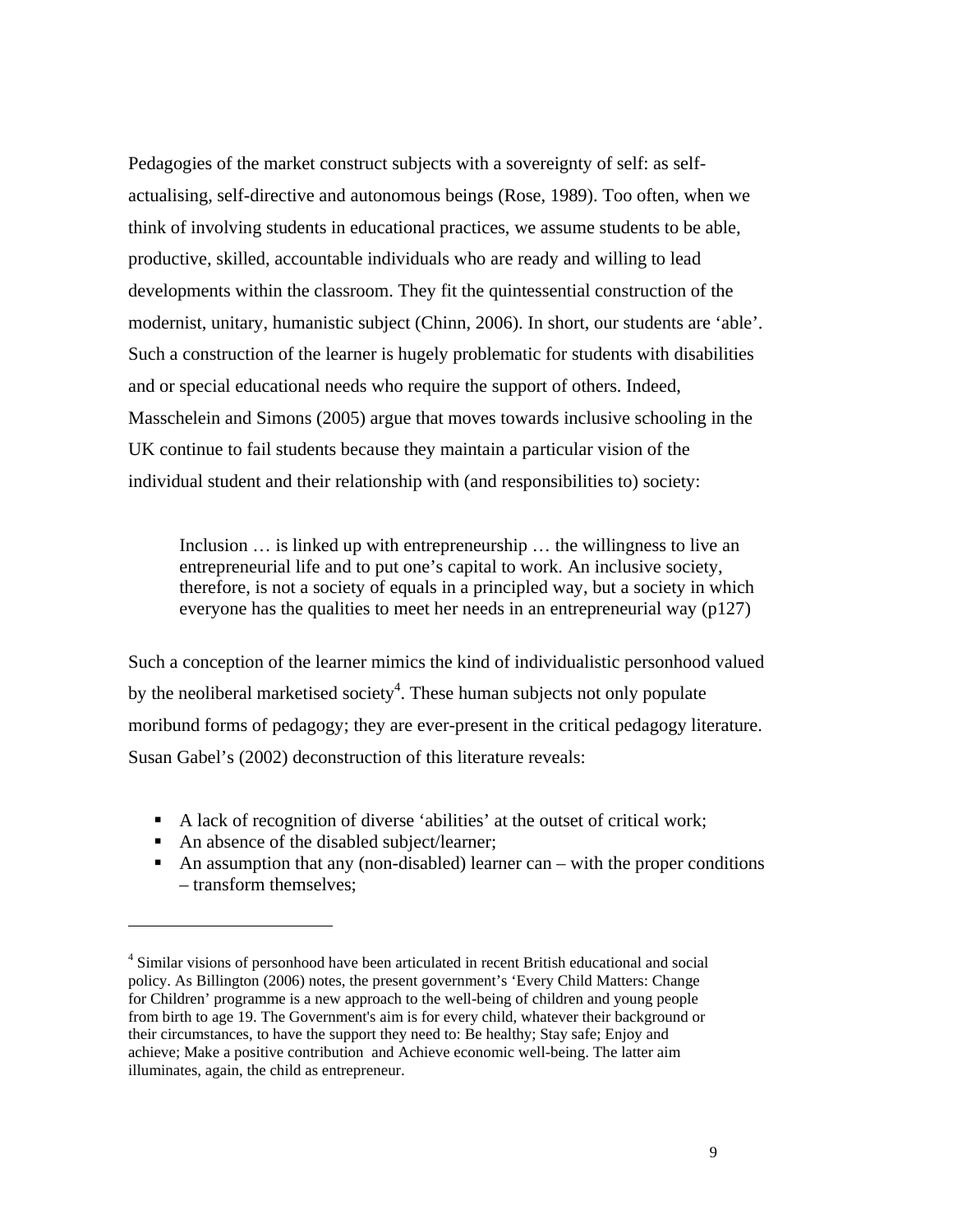Pedagogies of the market construct subjects with a sovereignty of self: as self-actualising, self-directive and autonomous beings (Rose, 1989). Too often, when we think of involving students in educational practices, we assume students to be able, productive, skilled, accountable individuals who are ready and willing to lead developments within the classroom. They fit the quintessential construction of the modernist, unitary, humanistic subject (Chinn, 2006). In short, our students are 'able'. Such a construction of the learner is hugely problematic for students with disabilities and or special educational needs who require the support of others. Indeed, Masschelein and Simons (2005) argue that moves towards inclusive schooling in the UK continue to fail students because they maintain a particular vision of the individual student and their relationship with (and responsibilities to) society:

> Inclusion … is linked up with entrepreneurship … the willingness to live an entrepreneurial life and to put one's capital to work. An inclusive society, therefore, is not a society of equals in a principled way, but a society in which everyone has the qualities to meet her needs in an entrepreneurial way (p127)

Such a conception of the learner mimics the kind of individualistic personhood valued by the neoliberal marketised society[4]. These human subjects not only populate moribund forms of pedagogy; they are ever-present in the critical pedagogy literature. Susan Gabel's (2002) deconstruction of this literature reveals:

- A lack of recognition of diverse 'abilities' at the outset of critical work;
- An absence of the disabled subject/learner;
- An assumption that any (non-disabled) learner can – with the proper conditions – transform themselves;

[4] Similar visions of personhood have been articulated in recent British educational and social policy. As Billington (2006) notes, the present government's 'Every Child Matters: Change for Children' programme is a new approach to the well-being of children and young people from birth to age 19. The Government's aim is for every child, whatever their background or their circumstances, to have the support they need to: Be healthy; Stay safe; Enjoy and achieve; Make a positive contribution and Achieve economic well-being. The latter aim illuminates, again, the child as entrepreneur.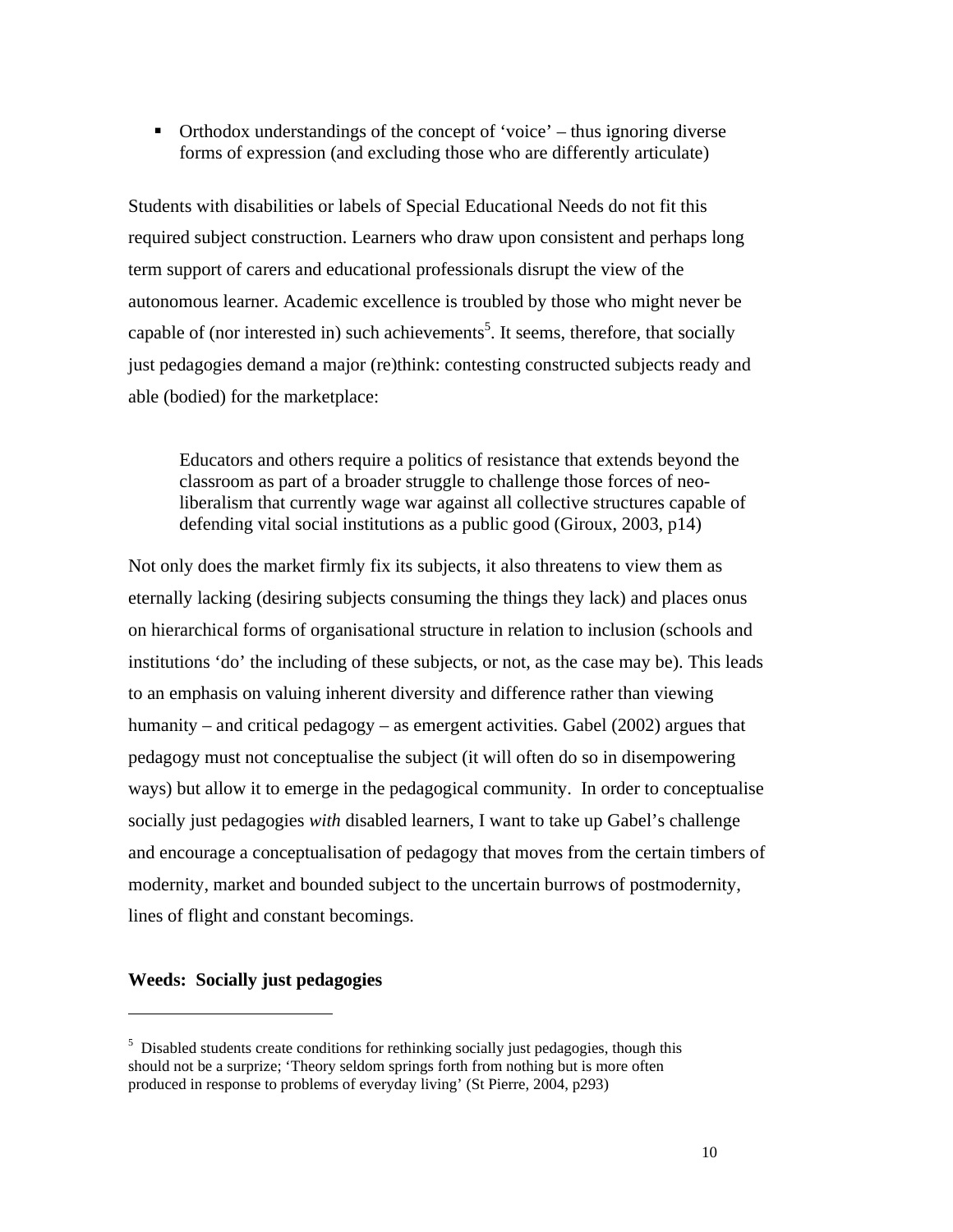- Orthodox understandings of the concept of 'voice' – thus ignoring diverse forms of expression (and excluding those who are differently articulate)

Students with disabilities or labels of Special Educational Needs do not fit this required subject construction. Learners who draw upon consistent and perhaps long term support of carers and educational professionals disrupt the view of the autonomous learner. Academic excellence is troubled by those who might never be capable of (nor interested in) such achievements[5]. It seems, therefore, that socially just pedagogies demand a major (re)think: contesting constructed subjects ready and able (bodied) for the marketplace:

> Educators and others require a politics of resistance that extends beyond the classroom as part of a broader struggle to challenge those forces of neo-liberalism that currently wage war against all collective structures capable of defending vital social institutions as a public good (Giroux, 2003, p14)

Not only does the market firmly fix its subjects, it also threatens to view them as eternally lacking (desiring subjects consuming the things they lack) and places onus on hierarchical forms of organisational structure in relation to inclusion (schools and institutions 'do' the including of these subjects, or not, as the case may be). This leads to an emphasis on valuing inherent diversity and difference rather than viewing humanity – and critical pedagogy – as emergent activities. Gabel (2002) argues that pedagogy must not conceptualise the subject (it will often do so in disempowering ways) but allow it to emerge in the pedagogical community. In order to conceptualise socially just pedagogies *with* disabled learners, I want to take up Gabel's challenge and encourage a conceptualisation of pedagogy that moves from the certain timbers of modernity, market and bounded subject to the uncertain burrows of postmodernity, lines of flight and constant becomings.

**Weeds: Socially just pedagogies**

---

[5] Disabled students create conditions for rethinking socially just pedagogies, though this should not be a surprize; 'Theory seldom springs forth from nothing but is more often produced in response to problems of everyday living' (St Pierre, 2004, p293)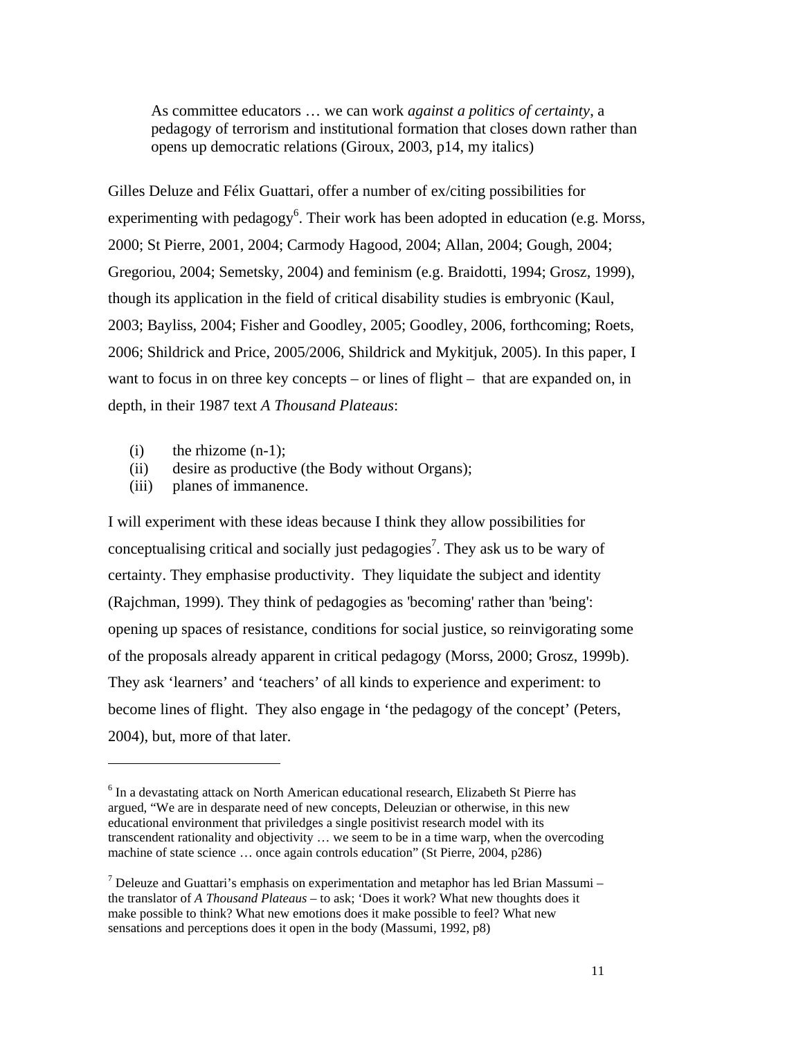> As committee educators … we can work *against a politics of certainty*, a pedagogy of terrorism and institutional formation that closes down rather than opens up democratic relations (Giroux, 2003, p14, my italics)

Gilles Deluze and Félix Guattari, offer a number of ex/citing possibilities for experimenting with pedagogy[6]. Their work has been adopted in education (e.g. Morss, 2000; St Pierre, 2001, 2004; Carmody Hagood, 2004; Allan, 2004; Gough, 2004; Gregoriou, 2004; Semetsky, 2004) and feminism (e.g. Braidotti, 1994; Grosz, 1999), though its application in the field of critical disability studies is embryonic (Kaul, 2003; Bayliss, 2004; Fisher and Goodley, 2005; Goodley, 2006, forthcoming; Roets, 2006; Shildrick and Price, 2005/2006, Shildrick and Mykitjuk, 2005). In this paper, I want to focus in on three key concepts – or lines of flight – that are expanded on, in depth, in their 1987 text *A Thousand Plateaus*:

(i) the rhizome (n-1);
(ii) desire as productive (the Body without Organs);
(iii) planes of immanence.

I will experiment with these ideas because I think they allow possibilities for conceptualising critical and socially just pedagogies[7]. They ask us to be wary of certainty. They emphasise productivity. They liquidate the subject and identity (Rajchman, 1999). They think of pedagogies as 'becoming' rather than 'being': opening up spaces of resistance, conditions for social justice, so reinvigorating some of the proposals already apparent in critical pedagogy (Morss, 2000; Grosz, 1999b). They ask 'learners' and 'teachers' of all kinds to experience and experiment: to become lines of flight. They also engage in 'the pedagogy of the concept' (Peters, 2004), but, more of that later.

---

[6] In a devastating attack on North American educational research, Elizabeth St Pierre has argued, "We are in desparate need of new concepts, Deleuzian or otherwise, in this new educational environment that priviledges a single positivist research model with its transcendent rationality and objectivity … we seem to be in a time warp, when the overcoding machine of state science … once again controls education" (St Pierre, 2004, p286)

[7] Deleuze and Guattari's emphasis on experimentation and metaphor has led Brian Massumi – the translator of *A Thousand Plateaus* – to ask; 'Does it work? What new thoughts does it make possible to think? What new emotions does it make possible to feel? What new sensations and perceptions does it open in the body (Massumi, 1992, p8)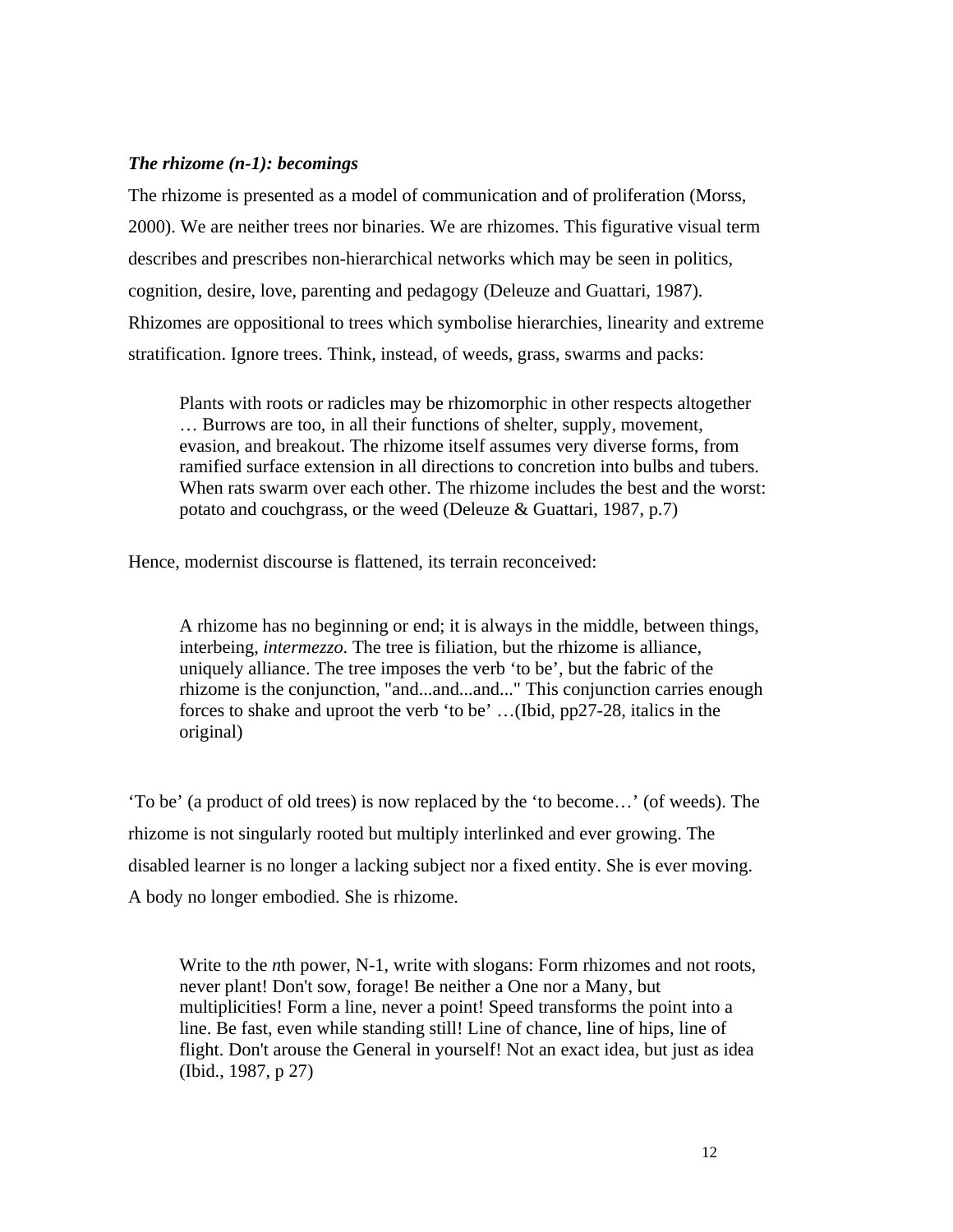***The rhizome (n-1): becomings***

The rhizome is presented as a model of communication and of proliferation (Morss, 2000). We are neither trees nor binaries. We are rhizomes. This figurative visual term describes and prescribes non-hierarchical networks which may be seen in politics, cognition, desire, love, parenting and pedagogy (Deleuze and Guattari, 1987). Rhizomes are oppositional to trees which symbolise hierarchies, linearity and extreme stratification. Ignore trees. Think, instead, of weeds, grass, swarms and packs:

> Plants with roots or radicles may be rhizomorphic in other respects altogether … Burrows are too, in all their functions of shelter, supply, movement, evasion, and breakout. The rhizome itself assumes very diverse forms, from ramified surface extension in all directions to concretion into bulbs and tubers. When rats swarm over each other. The rhizome includes the best and the worst: potato and couchgrass, or the weed (Deleuze & Guattari, 1987, p.7)

Hence, modernist discourse is flattened, its terrain reconceived:

> A rhizome has no beginning or end; it is always in the middle, between things, interbeing, *intermezzo.* The tree is filiation, but the rhizome is alliance, uniquely alliance. The tree imposes the verb 'to be', but the fabric of the rhizome is the conjunction, "and...and...and..." This conjunction carries enough forces to shake and uproot the verb 'to be' …(Ibid, pp27-28, italics in the original)

'To be' (a product of old trees) is now replaced by the 'to become…' (of weeds). The rhizome is not singularly rooted but multiply interlinked and ever growing. The disabled learner is no longer a lacking subject nor a fixed entity. She is ever moving. A body no longer embodied. She is rhizome.

> Write to the *n*th power, N-1, write with slogans: Form rhizomes and not roots, never plant! Don't sow, forage! Be neither a One nor a Many, but multiplicities! Form a line, never a point! Speed transforms the point into a line. Be fast, even while standing still! Line of chance, line of hips, line of flight. Don't arouse the General in yourself! Not an exact idea, but just as idea (Ibid., 1987, p 27)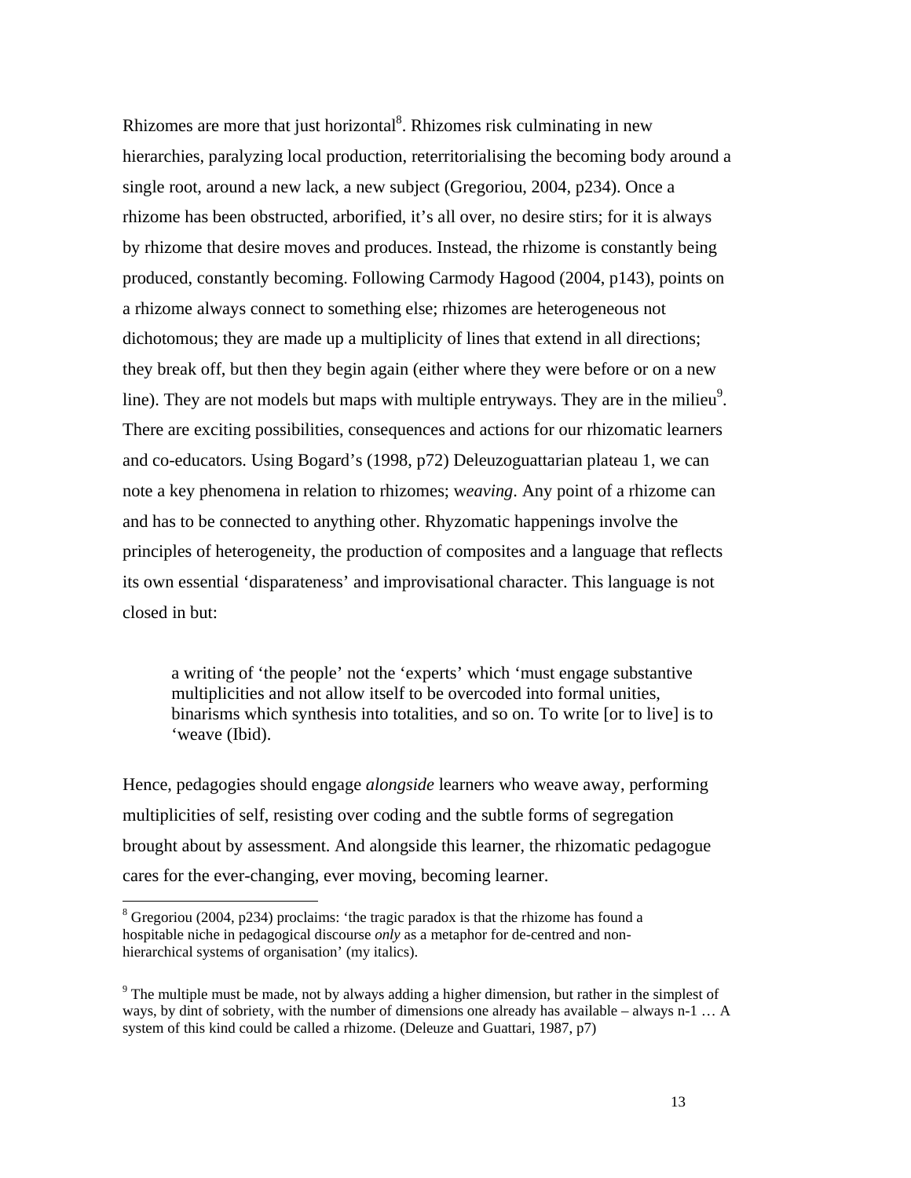Rhizomes are more that just horizontal[8]. Rhizomes risk culminating in new hierarchies, paralyzing local production, reterritorialising the becoming body around a single root, around a new lack, a new subject (Gregoriou, 2004, p234). Once a rhizome has been obstructed, arborified, it's all over, no desire stirs; for it is always by rhizome that desire moves and produces. Instead, the rhizome is constantly being produced, constantly becoming. Following Carmody Hagood (2004, p143), points on a rhizome always connect to something else; rhizomes are heterogeneous not dichotomous; they are made up a multiplicity of lines that extend in all directions; they break off, but then they begin again (either where they were before or on a new line). They are not models but maps with multiple entryways. They are in the milieu[9]. There are exciting possibilities, consequences and actions for our rhizomatic learners and co-educators. Using Bogard's (1998, p72) Deleuzoguattarian plateau 1, we can note a key phenomena in relation to rhizomes; w*eaving*. Any point of a rhizome can and has to be connected to anything other. Rhyzomatic happenings involve the principles of heterogeneity, the production of composites and a language that reflects its own essential 'disparateness' and improvisational character. This language is not closed in but:

> a writing of 'the people' not the 'experts' which 'must engage substantive multiplicities and not allow itself to be overcoded into formal unities, binarisms which synthesis into totalities, and so on. To write [or to live] is to 'weave (Ibid).

Hence, pedagogies should engage *alongside* learners who weave away, performing multiplicities of self, resisting over coding and the subtle forms of segregation brought about by assessment. And alongside this learner, the rhizomatic pedagogue cares for the ever-changing, ever moving, becoming learner.

---

[8] Gregoriou (2004, p234) proclaims: 'the tragic paradox is that the rhizome has found a hospitable niche in pedagogical discourse *only* as a metaphor for de-centred and non-hierarchical systems of organisation' (my italics).

[9] The multiple must be made, not by always adding a higher dimension, but rather in the simplest of ways, by dint of sobriety, with the number of dimensions one already has available – always n-1 … A system of this kind could be called a rhizome. (Deleuze and Guattari, 1987, p7)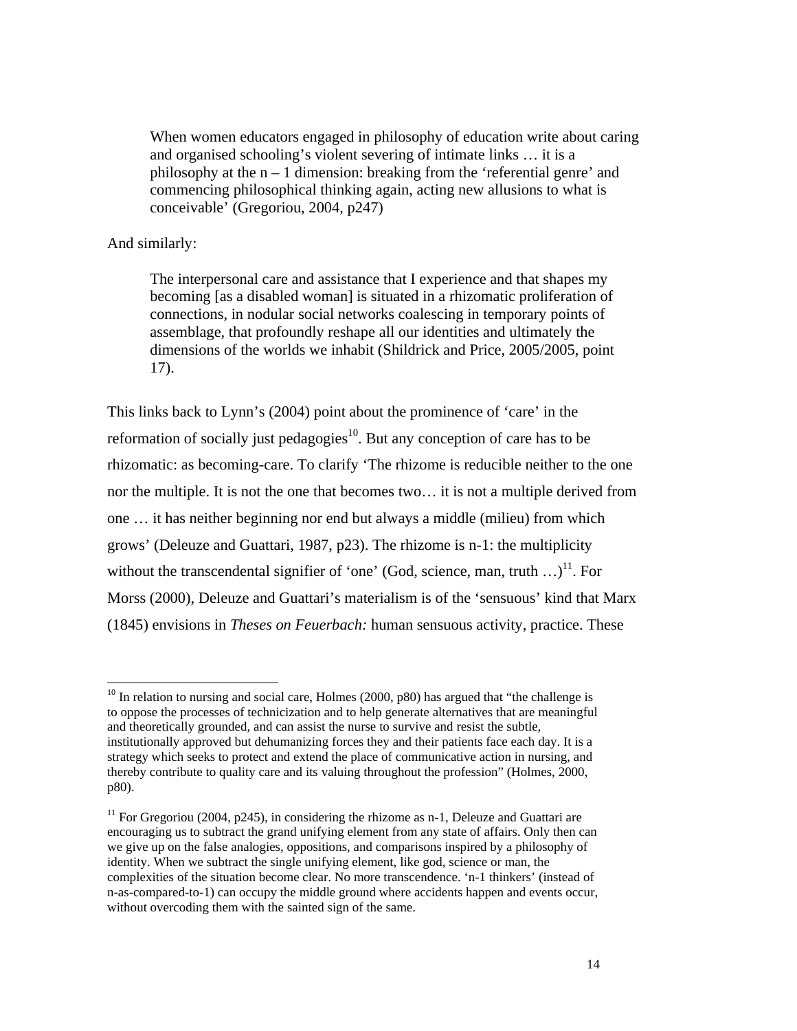> When women educators engaged in philosophy of education write about caring and organised schooling's violent severing of intimate links … it is a philosophy at the n – 1 dimension: breaking from the 'referential genre' and commencing philosophical thinking again, acting new allusions to what is conceivable' (Gregoriou, 2004, p247)

And similarly:

> The interpersonal care and assistance that I experience and that shapes my becoming [as a disabled woman] is situated in a rhizomatic proliferation of connections, in nodular social networks coalescing in temporary points of assemblage, that profoundly reshape all our identities and ultimately the dimensions of the worlds we inhabit (Shildrick and Price, 2005/2005, point 17).

This links back to Lynn's (2004) point about the prominence of 'care' in the reformation of socially just pedagogies[10]. But any conception of care has to be rhizomatic: as becoming-care. To clarify 'The rhizome is reducible neither to the one nor the multiple. It is not the one that becomes two… it is not a multiple derived from one … it has neither beginning nor end but always a middle (milieu) from which grows' (Deleuze and Guattari, 1987, p23). The rhizome is n-1: the multiplicity without the transcendental signifier of 'one' (God, science, man, truth …)[11]. For Morss (2000), Deleuze and Guattari's materialism is of the 'sensuous' kind that Marx (1845) envisions in *Theses on Feuerbach:* human sensuous activity, practice. These

---

[10] In relation to nursing and social care, Holmes (2000, p80) has argued that "the challenge is to oppose the processes of technicization and to help generate alternatives that are meaningful and theoretically grounded, and can assist the nurse to survive and resist the subtle, institutionally approved but dehumanizing forces they and their patients face each day. It is a strategy which seeks to protect and extend the place of communicative action in nursing, and thereby contribute to quality care and its valuing throughout the profession" (Holmes, 2000, p80).

[11] For Gregoriou (2004, p245), in considering the rhizome as n-1, Deleuze and Guattari are encouraging us to subtract the grand unifying element from any state of affairs. Only then can we give up on the false analogies, oppositions, and comparisons inspired by a philosophy of identity. When we subtract the single unifying element, like god, science or man, the complexities of the situation become clear. No more transcendence. 'n-1 thinkers' (instead of n-as-compared-to-1) can occupy the middle ground where accidents happen and events occur, without overcoding them with the sainted sign of the same.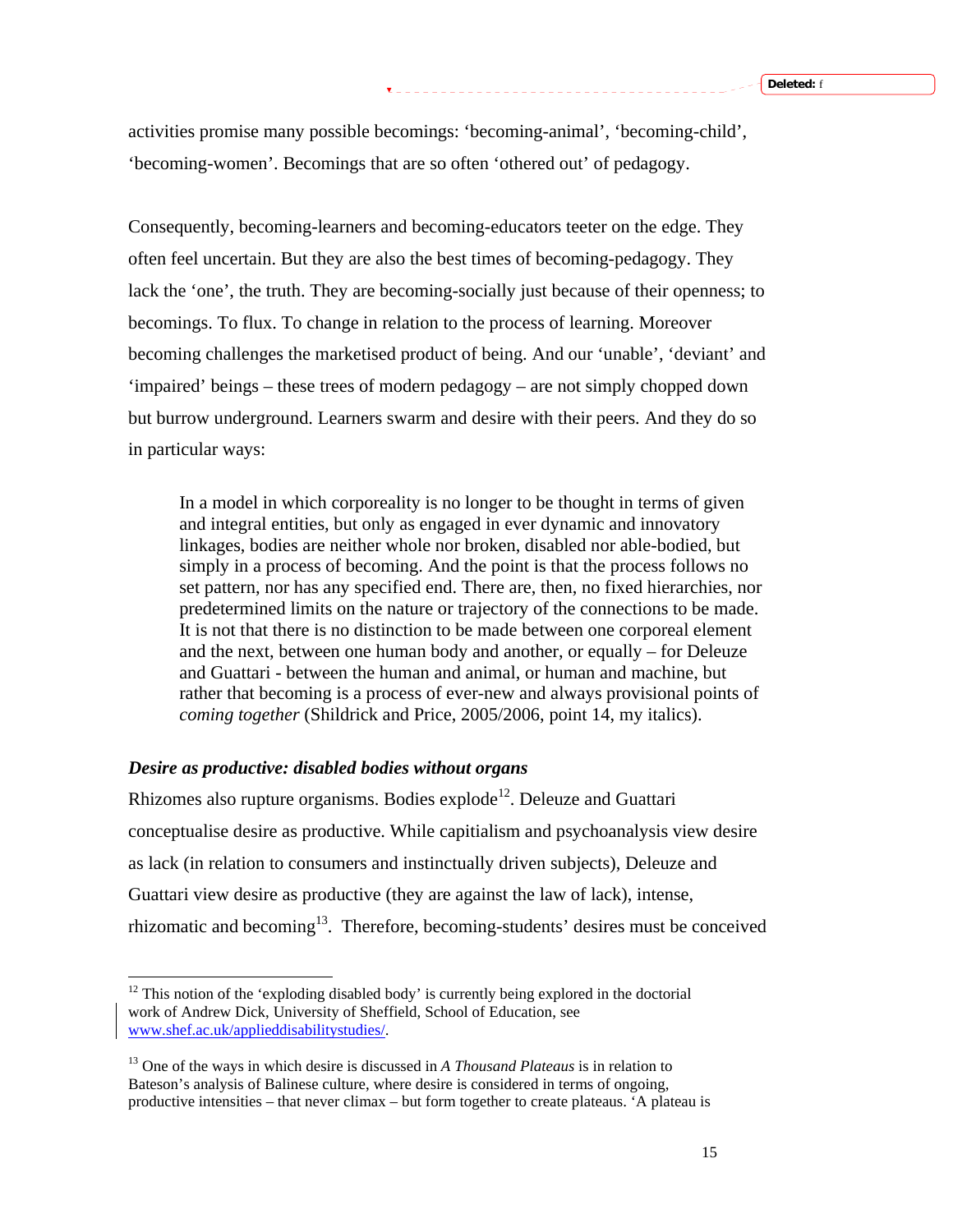activities promise many possible becomings: 'becoming-animal', 'becoming-child', 'becoming-women'. Becomings that are so often 'othered out' of pedagogy.

Consequently, becoming-learners and becoming-educators teeter on the edge. They often feel uncertain. But they are also the best times of becoming-pedagogy. They lack the 'one', the truth. They are becoming-socially just because of their openness; to becomings. To flux. To change in relation to the process of learning. Moreover becoming challenges the marketised product of being. And our 'unable', 'deviant' and 'impaired' beings – these trees of modern pedagogy – are not simply chopped down but burrow underground. Learners swarm and desire with their peers. And they do so in particular ways:

> In a model in which corporeality is no longer to be thought in terms of given and integral entities, but only as engaged in ever dynamic and innovatory linkages, bodies are neither whole nor broken, disabled nor able-bodied, but simply in a process of becoming. And the point is that the process follows no set pattern, nor has any specified end. There are, then, no fixed hierarchies, nor predetermined limits on the nature or trajectory of the connections to be made. It is not that there is no distinction to be made between one corporeal element and the next, between one human body and another, or equally – for Deleuze and Guattari - between the human and animal, or human and machine, but rather that becoming is a process of ever-new and always provisional points of *coming together* (Shildrick and Price, 2005/2006, point 14, my italics).

### *Desire as productive: disabled bodies without organs*

Rhizomes also rupture organisms. Bodies explode[12]. Deleuze and Guattari conceptualise desire as productive. While capitalism and psychoanalysis view desire as lack (in relation to consumers and instinctually driven subjects), Deleuze and Guattari view desire as productive (they are against the law of lack), intense, rhizomatic and becoming[13]. Therefore, becoming-students' desires must be conceived

---

[12] This notion of the 'exploding disabled body' is currently being explored in the doctorial work of Andrew Dick, University of Sheffield, School of Education, see www.shef.ac.uk/applieddisabilitystudies/.

[13] One of the ways in which desire is discussed in *A Thousand Plateaus* is in relation to Bateson's analysis of Balinese culture, where desire is considered in terms of ongoing, productive intensities – that never climax – but form together to create plateaus. 'A plateau is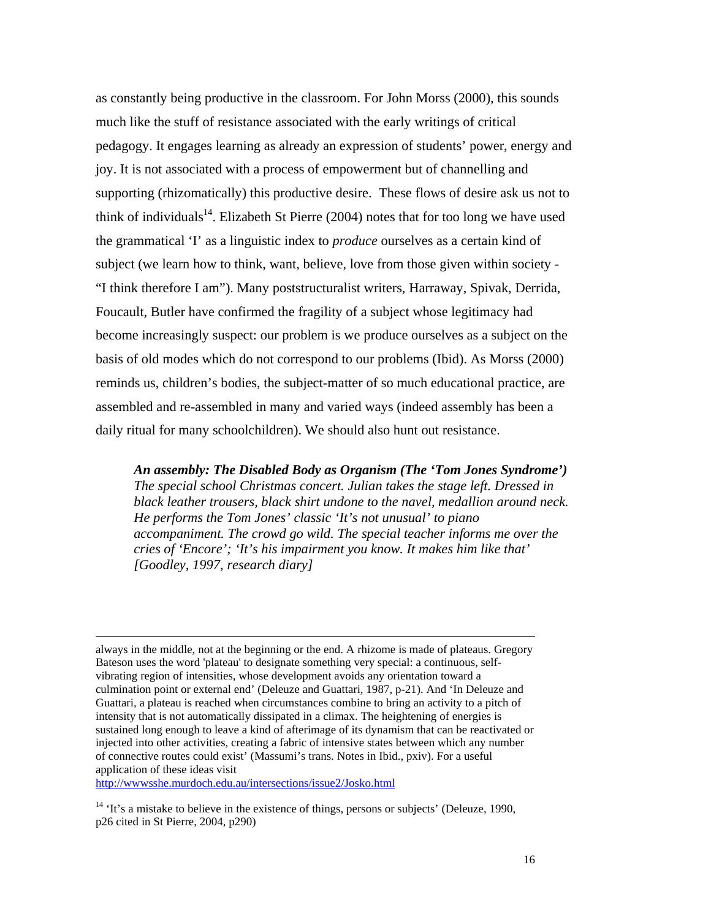as constantly being productive in the classroom. For John Morss (2000), this sounds much like the stuff of resistance associated with the early writings of critical pedagogy. It engages learning as already an expression of students' power, energy and joy. It is not associated with a process of empowerment but of channelling and supporting (rhizomatically) this productive desire. These flows of desire ask us not to think of individuals[14]. Elizabeth St Pierre (2004) notes that for too long we have used the grammatical 'I' as a linguistic index to *produce* ourselves as a certain kind of subject (we learn how to think, want, believe, love from those given within society - "I think therefore I am"). Many poststructuralist writers, Harraway, Spivak, Derrida, Foucault, Butler have confirmed the fragility of a subject whose legitimacy had become increasingly suspect: our problem is we produce ourselves as a subject on the basis of old modes which do not correspond to our problems (Ibid). As Morss (2000) reminds us, children's bodies, the subject-matter of so much educational practice, are assembled and re-assembled in many and varied ways (indeed assembly has been a daily ritual for many schoolchildren). We should also hunt out resistance.

> ***An assembly: The Disabled Body as Organism (The 'Tom Jones Syndrome')***
> *The special school Christmas concert. Julian takes the stage left. Dressed in black leather trousers, black shirt undone to the navel, medallion around neck. He performs the Tom Jones' classic 'It's not unusual' to piano accompaniment. The crowd go wild. The special teacher informs me over the cries of 'Encore'; 'It's his impairment you know. It makes him like that' [Goodley, 1997, research diary]*

---

always in the middle, not at the beginning or the end. A rhizome is made of plateaus. Gregory Bateson uses the word 'plateau' to designate something very special: a continuous, self-vibrating region of intensities, whose development avoids any orientation toward a culmination point or external end' (Deleuze and Guattari, 1987, p-21). And 'In Deleuze and Guattari, a plateau is reached when circumstances combine to bring an activity to a pitch of intensity that is not automatically dissipated in a climax. The heightening of energies is sustained long enough to leave a kind of afterimage of its dynamism that can be reactivated or injected into other activities, creating a fabric of intensive states between which any number of connective routes could exist' (Massumi's trans. Notes in Ibid., pxiv). For a useful application of these ideas visit http://wwwsshe.murdoch.edu.au/intersections/issue2/Josko.html

[14] 'It's a mistake to believe in the existence of things, persons or subjects' (Deleuze, 1990, p26 cited in St Pierre, 2004, p290)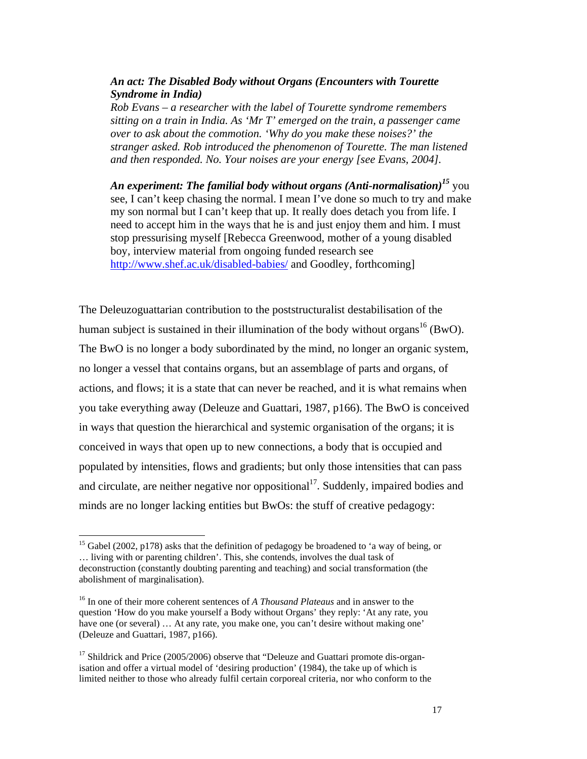***An act: The Disabled Body without Organs (Encounters with Tourette Syndrome in India)***
*Rob Evans – a researcher with the label of Tourette syndrome remembers sitting on a train in India. As 'Mr T' emerged on the train, a passenger came over to ask about the commotion. 'Why do you make these noises?' the stranger asked. Rob introduced the phenomenon of Tourette. The man listened and then responded. No. Your noises are your energy [see Evans, 2004].*

***An experiment: The familial body without organs (Anti-normalisation)***[15] you see, I can't keep chasing the normal. I mean I've done so much to try and make my son normal but I can't keep that up. It really does detach you from life. I need to accept him in the ways that he is and just enjoy them and him. I must stop pressurising myself [Rebecca Greenwood, mother of a young disabled boy, interview material from ongoing funded research see http://www.shef.ac.uk/disabled-babies/ and Goodley, forthcoming]

The Deleuzoguattarian contribution to the poststructuralist destabilisation of the human subject is sustained in their illumination of the body without organs[16] (BwO). The BwO is no longer a body subordinated by the mind, no longer an organic system, no longer a vessel that contains organs, but an assemblage of parts and organs, of actions, and flows; it is a state that can never be reached, and it is what remains when you take everything away (Deleuze and Guattari, 1987, p166). The BwO is conceived in ways that question the hierarchical and systemic organisation of the organs; it is conceived in ways that open up to new connections, a body that is occupied and populated by intensities, flows and gradients; but only those intensities that can pass and circulate, are neither negative nor oppositional[17]. Suddenly, impaired bodies and minds are no longer lacking entities but BwOs: the stuff of creative pedagogy:

---

[15] Gabel (2002, p178) asks that the definition of pedagogy be broadened to 'a way of being, or … living with or parenting children'. This, she contends, involves the dual task of deconstruction (constantly doubting parenting and teaching) and social transformation (the abolishment of marginalisation).

[16] In one of their more coherent sentences of *A Thousand Plateaus* and in answer to the question 'How do you make yourself a Body without Organs' they reply: 'At any rate, you have one (or several) … At any rate, you make one, you can't desire without making one' (Deleuze and Guattari, 1987, p166).

[17] Shildrick and Price (2005/2006) observe that "Deleuze and Guattari promote dis-organ-isation and offer a virtual model of 'desiring production' (1984), the take up of which is limited neither to those who already fulfil certain corporeal criteria, nor who conform to the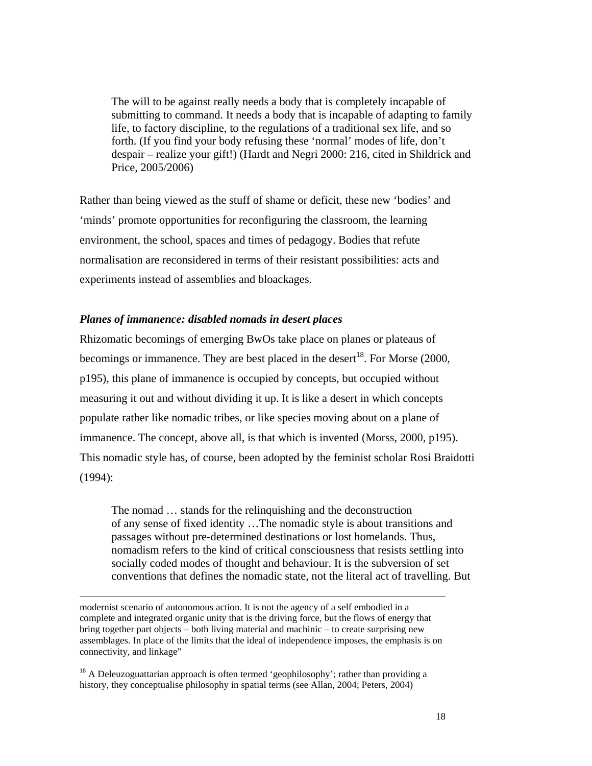> The will to be against really needs a body that is completely incapable of submitting to command. It needs a body that is incapable of adapting to family life, to factory discipline, to the regulations of a traditional sex life, and so forth. (If you find your body refusing these 'normal' modes of life, don't despair – realize your gift!) (Hardt and Negri 2000: 216, cited in Shildrick and Price, 2005/2006)

Rather than being viewed as the stuff of shame or deficit, these new 'bodies' and 'minds' promote opportunities for reconfiguring the classroom, the learning environment, the school, spaces and times of pedagogy. Bodies that refute normalisation are reconsidered in terms of their resistant possibilities: acts and experiments instead of assemblies and bloackages.

### *Planes of immanence: disabled nomads in desert places*

Rhizomatic becomings of emerging BwOs take place on planes or plateaus of becomings or immanence. They are best placed in the desert[18]. For Morse (2000, p195), this plane of immanence is occupied by concepts, but occupied without measuring it out and without dividing it up. It is like a desert in which concepts populate rather like nomadic tribes, or like species moving about on a plane of immanence. The concept, above all, is that which is invented (Morss, 2000, p195). This nomadic style has, of course, been adopted by the feminist scholar Rosi Braidotti (1994):

> The nomad … stands for the relinquishing and the deconstruction of any sense of fixed identity …The nomadic style is about transitions and passages without pre-determined destinations or lost homelands. Thus, nomadism refers to the kind of critical consciousness that resists settling into socially coded modes of thought and behaviour. It is the subversion of set conventions that defines the nomadic state, not the literal act of travelling. But

---

modernist scenario of autonomous action. It is not the agency of a self embodied in a complete and integrated organic unity that is the driving force, but the flows of energy that bring together part objects – both living material and machinic – to create surprising new assemblages. In place of the limits that the ideal of independence imposes, the emphasis is on connectivity, and linkage"

[18] A Deleuzoguattarian approach is often termed 'geophilosophy'; rather than providing a history, they conceptualise philosophy in spatial terms (see Allan, 2004; Peters, 2004)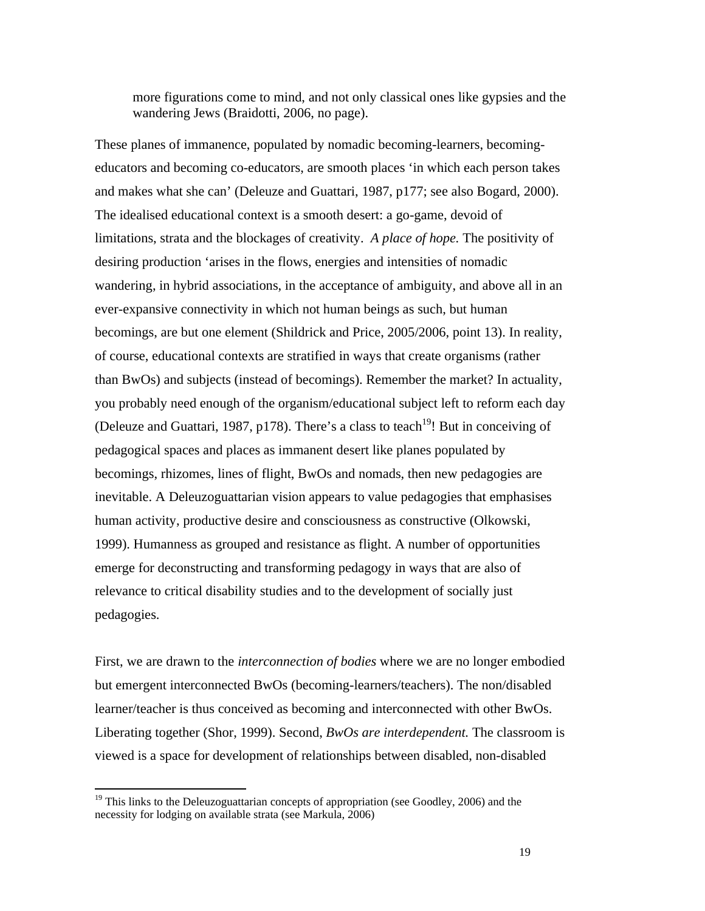> more figurations come to mind, and not only classical ones like gypsies and the wandering Jews (Braidotti, 2006, no page).

These planes of immanence, populated by nomadic becoming-learners, becoming-educators and becoming co-educators, are smooth places 'in which each person takes and makes what she can' (Deleuze and Guattari, 1987, p177; see also Bogard, 2000). The idealised educational context is a smooth desert: a go-game, devoid of limitations, strata and the blockages of creativity. *A place of hope.* The positivity of desiring production 'arises in the flows, energies and intensities of nomadic wandering, in hybrid associations, in the acceptance of ambiguity, and above all in an ever-expansive connectivity in which not human beings as such, but human becomings, are but one element (Shildrick and Price, 2005/2006, point 13). In reality, of course, educational contexts are stratified in ways that create organisms (rather than BwOs) and subjects (instead of becomings). Remember the market? In actuality, you probably need enough of the organism/educational subject left to reform each day (Deleuze and Guattari, 1987, p178). There's a class to teach[19]! But in conceiving of pedagogical spaces and places as immanent desert like planes populated by becomings, rhizomes, lines of flight, BwOs and nomads, then new pedagogies are inevitable. A Deleuzoguattarian vision appears to value pedagogies that emphasises human activity, productive desire and consciousness as constructive (Olkowski, 1999). Humanness as grouped and resistance as flight. A number of opportunities emerge for deconstructing and transforming pedagogy in ways that are also of relevance to critical disability studies and to the development of socially just pedagogies.

First, we are drawn to the *interconnection of bodies* where we are no longer embodied but emergent interconnected BwOs (becoming-learners/teachers). The non/disabled learner/teacher is thus conceived as becoming and interconnected with other BwOs. Liberating together (Shor, 1999). Second, *BwOs are interdependent.* The classroom is viewed is a space for development of relationships between disabled, non-disabled

---

[19] This links to the Deleuzoguattarian concepts of appropriation (see Goodley, 2006) and the necessity for lodging on available strata (see Markula, 2006)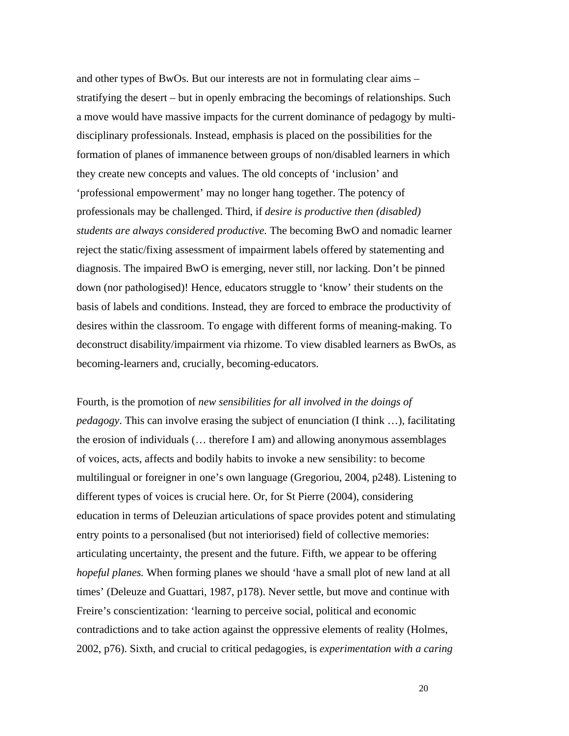and other types of BwOs. But our interests are not in formulating clear aims – stratifying the desert – but in openly embracing the becomings of relationships. Such a move would have massive impacts for the current dominance of pedagogy by multi-disciplinary professionals. Instead, emphasis is placed on the possibilities for the formation of planes of immanence between groups of non/disabled learners in which they create new concepts and values. The old concepts of 'inclusion' and 'professional empowerment' may no longer hang together. The potency of professionals may be challenged. Third, if *desire is productive then (disabled) students are always considered productive.* The becoming BwO and nomadic learner reject the static/fixing assessment of impairment labels offered by statementing and diagnosis. The impaired BwO is emerging, never still, nor lacking. Don't be pinned down (nor pathologised)! Hence, educators struggle to 'know' their students on the basis of labels and conditions. Instead, they are forced to embrace the productivity of desires within the classroom. To engage with different forms of meaning-making. To deconstruct disability/impairment via rhizome. To view disabled learners as BwOs, as becoming-learners and, crucially, becoming-educators.

Fourth, is the promotion of *new sensibilities for all involved in the doings of pedagogy*. This can involve erasing the subject of enunciation (I think …), facilitating the erosion of individuals (… therefore I am) and allowing anonymous assemblages of voices, acts, affects and bodily habits to invoke a new sensibility: to become multilingual or foreigner in one's own language (Gregoriou, 2004, p248). Listening to different types of voices is crucial here. Or, for St Pierre (2004), considering education in terms of Deleuzian articulations of space provides potent and stimulating entry points to a personalised (but not interiorised) field of collective memories: articulating uncertainty, the present and the future. Fifth, we appear to be offering *hopeful planes.* When forming planes we should 'have a small plot of new land at all times' (Deleuze and Guattari, 1987, p178). Never settle, but move and continue with Freire's conscientization: 'learning to perceive social, political and economic contradictions and to take action against the oppressive elements of reality (Holmes, 2002, p76). Sixth, and crucial to critical pedagogies, is *experimentation with a caring*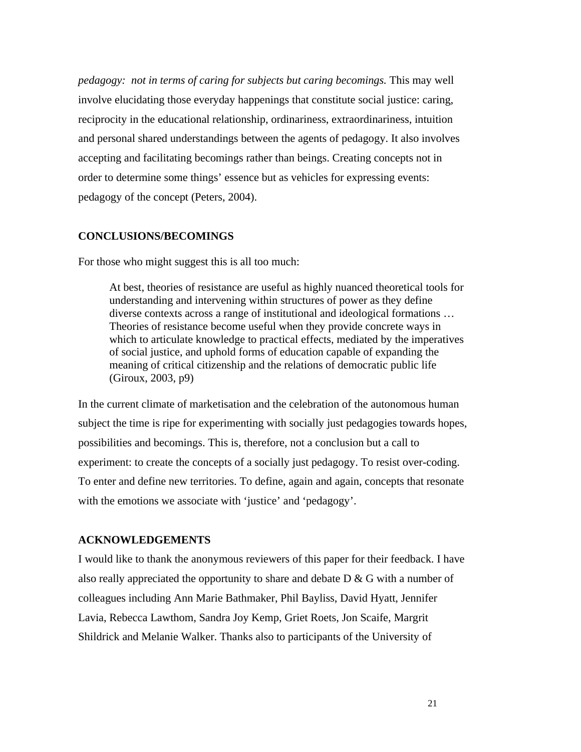*pedagogy: not in terms of caring for subjects but caring becomings.* This may well involve elucidating those everyday happenings that constitute social justice: caring, reciprocity in the educational relationship, ordinariness, extraordinariness, intuition and personal shared understandings between the agents of pedagogy. It also involves accepting and facilitating becomings rather than beings. Creating concepts not in order to determine some things' essence but as vehicles for expressing events: pedagogy of the concept (Peters, 2004).

## CONCLUSIONS/BECOMINGS

For those who might suggest this is all too much:

> At best, theories of resistance are useful as highly nuanced theoretical tools for understanding and intervening within structures of power as they define diverse contexts across a range of institutional and ideological formations … Theories of resistance become useful when they provide concrete ways in which to articulate knowledge to practical effects, mediated by the imperatives of social justice, and uphold forms of education capable of expanding the meaning of critical citizenship and the relations of democratic public life (Giroux, 2003, p9)

In the current climate of marketisation and the celebration of the autonomous human subject the time is ripe for experimenting with socially just pedagogies towards hopes, possibilities and becomings. This is, therefore, not a conclusion but a call to experiment: to create the concepts of a socially just pedagogy. To resist over-coding. To enter and define new territories. To define, again and again, concepts that resonate with the emotions we associate with 'justice' and 'pedagogy'.

## ACKNOWLEDGEMENTS

I would like to thank the anonymous reviewers of this paper for their feedback. I have also really appreciated the opportunity to share and debate D & G with a number of colleagues including Ann Marie Bathmaker, Phil Bayliss, David Hyatt, Jennifer Lavia, Rebecca Lawthom, Sandra Joy Kemp, Griet Roets, Jon Scaife, Margrit Shildrick and Melanie Walker. Thanks also to participants of the University of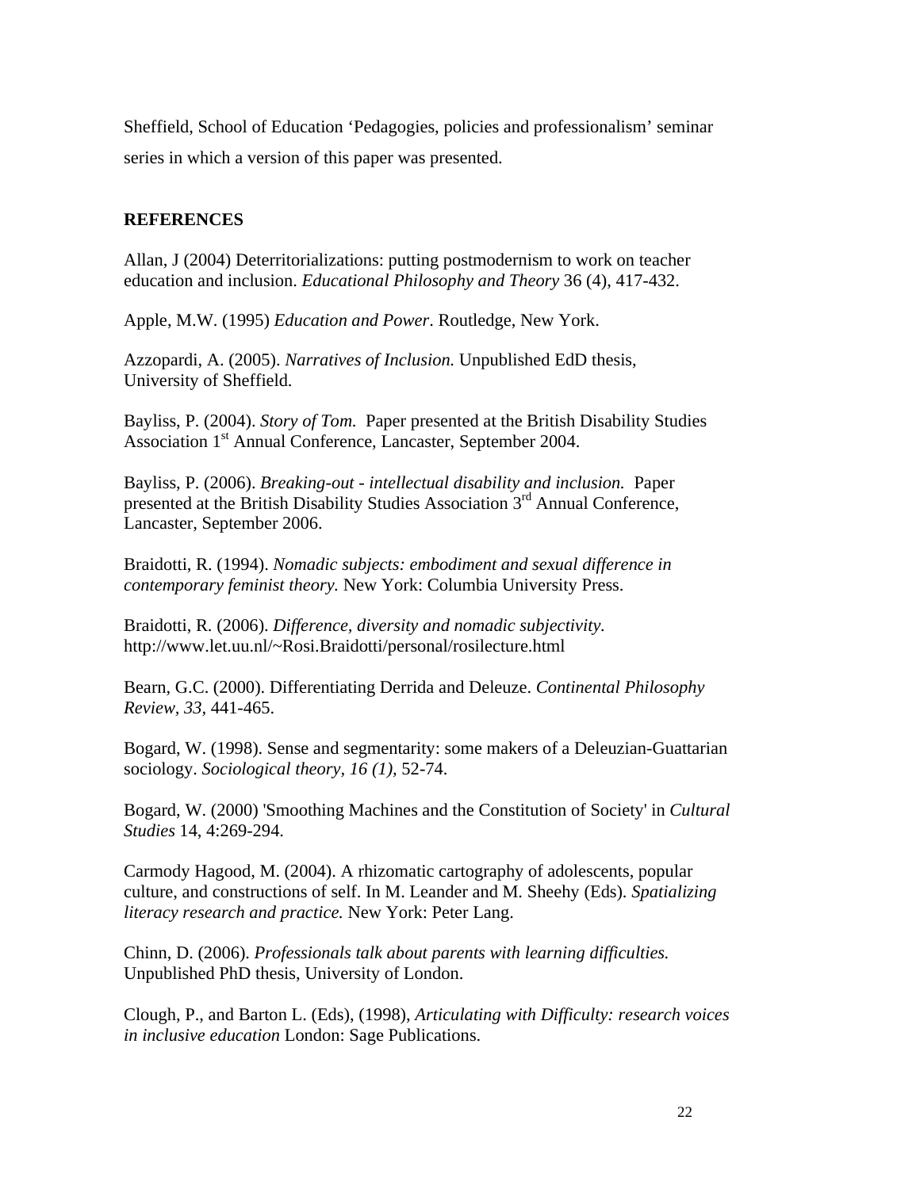Sheffield, School of Education 'Pedagogies, policies and professionalism' seminar series in which a version of this paper was presented.

**REFERENCES**

Allan, J (2004) Deterritorializations: putting postmodernism to work on teacher education and inclusion. *Educational Philosophy and Theory* 36 (4), 417-432.

Apple, M.W. (1995) *Education and Power*. Routledge, New York.

Azzopardi, A. (2005). *Narratives of Inclusion.* Unpublished EdD thesis, University of Sheffield.

Bayliss, P. (2004). *Story of Tom.* Paper presented at the British Disability Studies Association 1st Annual Conference, Lancaster, September 2004.

Bayliss, P. (2006). *Breaking-out - intellectual disability and inclusion.* Paper presented at the British Disability Studies Association 3rd Annual Conference, Lancaster, September 2006.

Braidotti, R. (1994). *Nomadic subjects: embodiment and sexual difference in contemporary feminist theory.* New York: Columbia University Press.

Braidotti, R. (2006). *Difference, diversity and nomadic subjectivity.* http://www.let.uu.nl/~Rosi.Braidotti/personal/rosilecture.html

Bearn, G.C. (2000). Differentiating Derrida and Deleuze. *Continental Philosophy Review, 33*, 441-465.

Bogard, W. (1998). Sense and segmentarity: some makers of a Deleuzian-Guattarian sociology. *Sociological theory, 16 (1),* 52-74.

Bogard, W. (2000) 'Smoothing Machines and the Constitution of Society' in *Cultural Studies* 14, 4:269-294.

Carmody Hagood, M. (2004). A rhizomatic cartography of adolescents, popular culture, and constructions of self. In M. Leander and M. Sheehy (Eds). *Spatializing literacy research and practice.* New York: Peter Lang.

Chinn, D. (2006). *Professionals talk about parents with learning difficulties.* Unpublished PhD thesis, University of London.

Clough, P., and Barton L. (Eds), (1998), *Articulating with Difficulty: research voices in inclusive education* London: Sage Publications.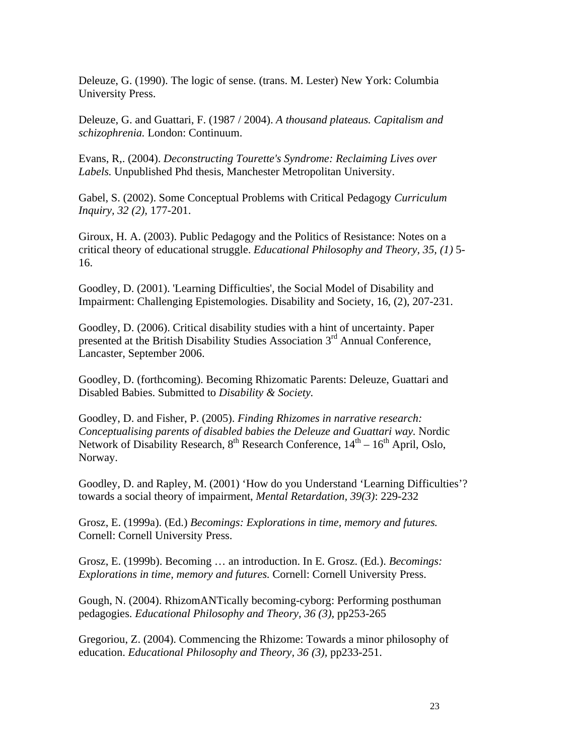Deleuze, G. (1990). The logic of sense. (trans. M. Lester) New York: Columbia University Press.

Deleuze, G. and Guattari, F. (1987 / 2004). *A thousand plateaus. Capitalism and schizophrenia.* London: Continuum.

Evans, R,. (2004). *Deconstructing Tourette's Syndrome: Reclaiming Lives over Labels.* Unpublished Phd thesis, Manchester Metropolitan University.

Gabel, S. (2002). Some Conceptual Problems with Critical Pedagogy *Curriculum Inquiry, 32 (2),* 177-201.

Giroux, H. A. (2003). Public Pedagogy and the Politics of Resistance: Notes on a critical theory of educational struggle. *Educational Philosophy and Theory, 35, (1)* 5-16.

Goodley, D. (2001). 'Learning Difficulties', the Social Model of Disability and Impairment: Challenging Epistemologies. Disability and Society, 16, (2), 207-231.

Goodley, D. (2006). Critical disability studies with a hint of uncertainty. Paper presented at the British Disability Studies Association 3rd Annual Conference, Lancaster, September 2006.

Goodley, D. (forthcoming). Becoming Rhizomatic Parents: Deleuze, Guattari and Disabled Babies. Submitted to *Disability & Society.*

Goodley, D. and Fisher, P. (2005). *Finding Rhizomes in narrative research: Conceptualising parents of disabled babies the Deleuze and Guattari way.* Nordic Network of Disability Research, 8th Research Conference, 14th – 16th April, Oslo, Norway.

Goodley, D. and Rapley, M. (2001) 'How do you Understand 'Learning Difficulties'? towards a social theory of impairment, *Mental Retardation, 39(3)*: 229-232

Grosz, E. (1999a). (Ed.) *Becomings: Explorations in time, memory and futures.* Cornell: Cornell University Press.

Grosz, E. (1999b). Becoming … an introduction. In E. Grosz. (Ed.). *Becomings: Explorations in time, memory and futures.* Cornell: Cornell University Press.

Gough, N. (2004). RhizomANTically becoming-cyborg: Performing posthuman pedagogies. *Educational Philosophy and Theory, 36 (3),* pp253-265

Gregoriou, Z. (2004). Commencing the Rhizome: Towards a minor philosophy of education. *Educational Philosophy and Theory, 36 (3),* pp233-251.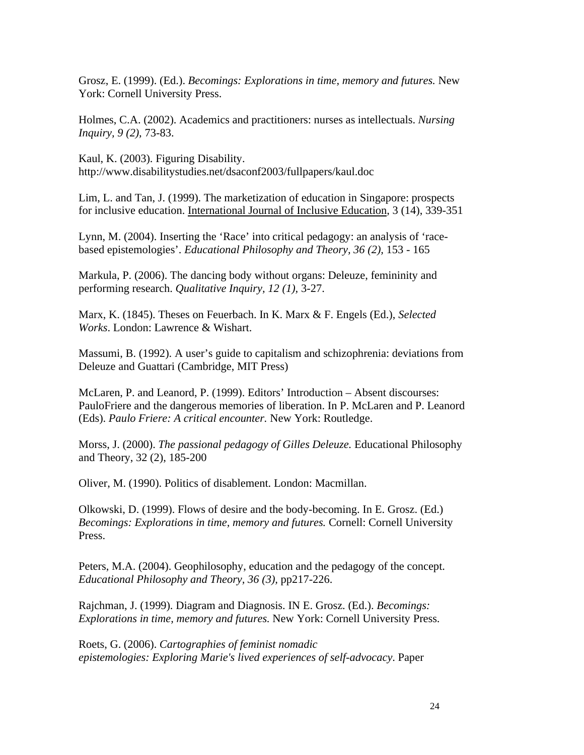Grosz, E. (1999). (Ed.). *Becomings: Explorations in time, memory and futures.* New York: Cornell University Press.

Holmes, C.A. (2002). Academics and practitioners: nurses as intellectuals. *Nursing Inquiry, 9 (2),* 73-83.

Kaul, K. (2003). Figuring Disability. http://www.disabilitystudies.net/dsaconf2003/fullpapers/kaul.doc

Lim, L. and Tan, J. (1999). The marketization of education in Singapore: prospects for inclusive education. International Journal of Inclusive Education, 3 (14), 339-351

Lynn, M. (2004). Inserting the 'Race' into critical pedagogy: an analysis of 'race-based epistemologies'. *Educational Philosophy and Theory, 36 (2),* 153 - 165

Markula, P. (2006). The dancing body without organs: Deleuze, femininity and performing research. *Qualitative Inquiry, 12 (1),* 3-27.

Marx, K. (1845). Theses on Feuerbach. In K. Marx & F. Engels (Ed.), *Selected Works*. London: Lawrence & Wishart.

Massumi, B. (1992). A user's guide to capitalism and schizophrenia: deviations from Deleuze and Guattari (Cambridge, MIT Press)

McLaren, P. and Leanord, P. (1999). Editors' Introduction – Absent discourses: PauloFriere and the dangerous memories of liberation. In P. McLaren and P. Leanord (Eds). *Paulo Friere: A critical encounter.* New York: Routledge.

Morss, J. (2000). *The passional pedagogy of Gilles Deleuze.* Educational Philosophy and Theory, 32 (2), 185-200

Oliver, M. (1990). Politics of disablement. London: Macmillan.

Olkowski, D. (1999). Flows of desire and the body-becoming. In E. Grosz. (Ed.) *Becomings: Explorations in time, memory and futures.* Cornell: Cornell University Press.

Peters, M.A. (2004). Geophilosophy, education and the pedagogy of the concept. *Educational Philosophy and Theory, 36 (3),* pp217-226.

Rajchman, J. (1999). Diagram and Diagnosis. IN E. Grosz. (Ed.). *Becomings: Explorations in time, memory and futures.* New York: Cornell University Press.

Roets, G. (2006). *Cartographies of feminist nomadic epistemologies: Exploring Marie's lived experiences of self-advocacy*. Paper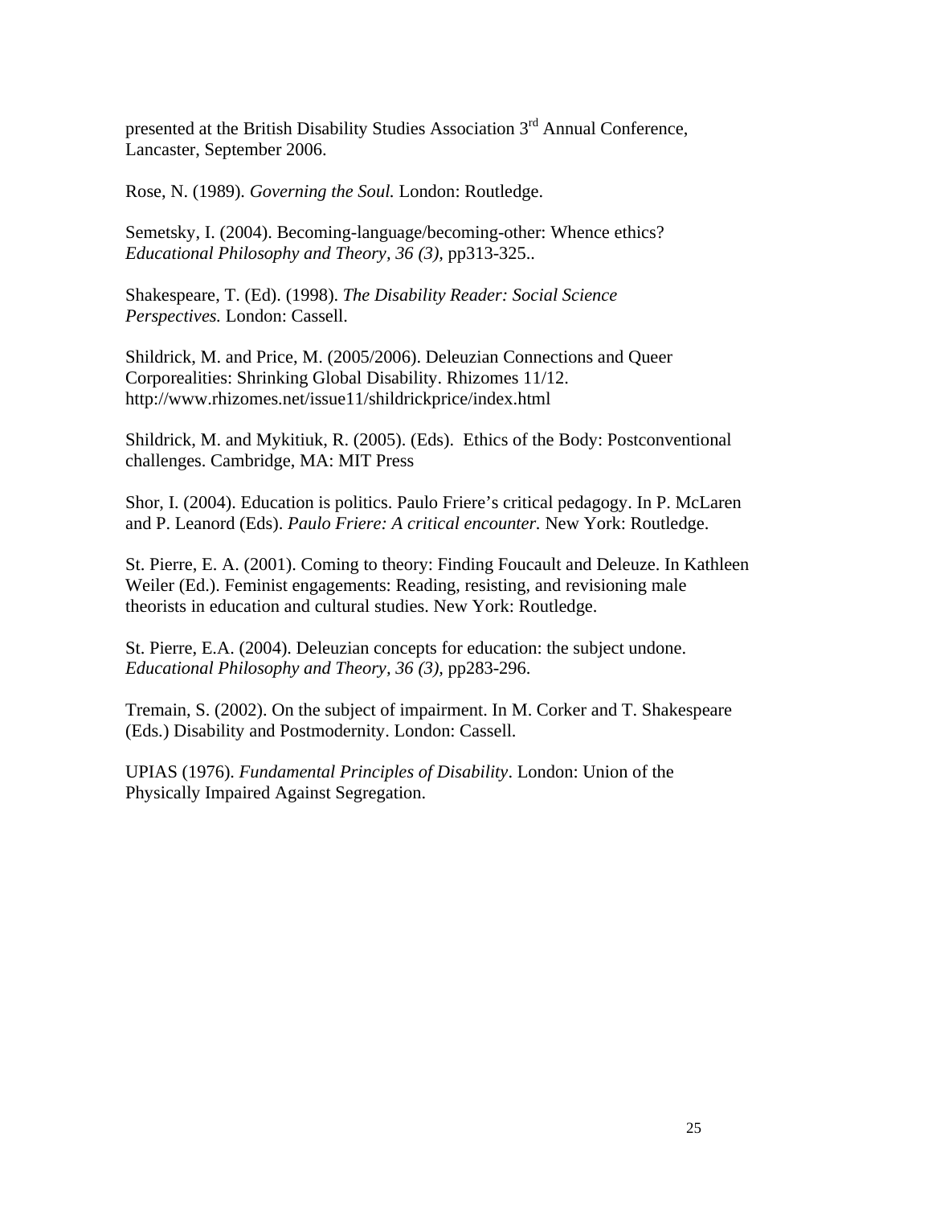presented at the British Disability Studies Association 3rd Annual Conference, Lancaster, September 2006.

Rose, N. (1989). *Governing the Soul.* London: Routledge.

Semetsky, I. (2004). Becoming-language/becoming-other: Whence ethics? *Educational Philosophy and Theory, 36 (3)*, pp313-325..

Shakespeare, T. (Ed). (1998). *The Disability Reader: Social Science Perspectives.* London: Cassell.

Shildrick, M. and Price, M. (2005/2006). Deleuzian Connections and Queer Corporealities: Shrinking Global Disability. Rhizomes 11/12. http://www.rhizomes.net/issue11/shildrickprice/index.html

Shildrick, M. and Mykitiuk, R. (2005). (Eds). Ethics of the Body: Postconventional challenges. Cambridge, MA: MIT Press

Shor, I. (2004). Education is politics. Paulo Friere's critical pedagogy. In P. McLaren and P. Leanord (Eds). *Paulo Friere: A critical encounter.* New York: Routledge.

St. Pierre, E. A. (2001). Coming to theory: Finding Foucault and Deleuze. In Kathleen Weiler (Ed.). Feminist engagements: Reading, resisting, and revisioning male theorists in education and cultural studies. New York: Routledge.

St. Pierre, E.A. (2004). Deleuzian concepts for education: the subject undone. *Educational Philosophy and Theory, 36 (3)*, pp283-296.

Tremain, S. (2002). On the subject of impairment. In M. Corker and T. Shakespeare (Eds.) Disability and Postmodernity. London: Cassell.

UPIAS (1976). *Fundamental Principles of Disability*. London: Union of the Physically Impaired Against Segregation.